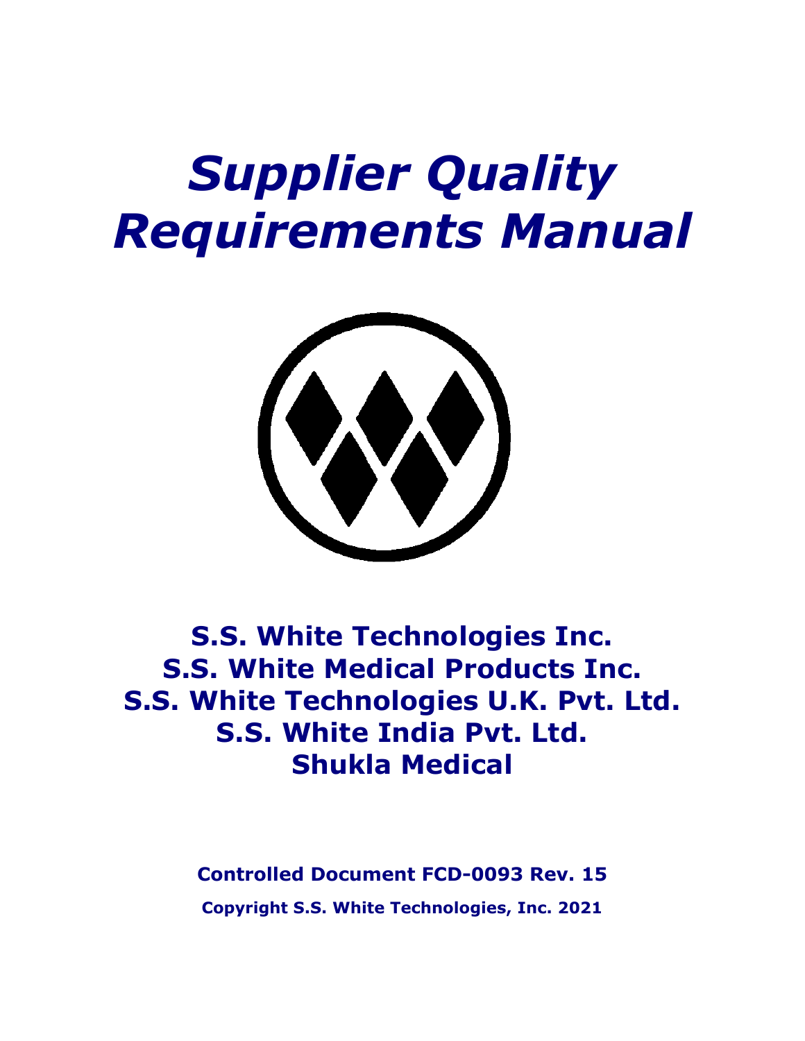# *Supplier Quality Requirements Manual*

**S.S. White Technologies Inc.**
**S.S. White Medical Products Inc.**
**S.S. White Technologies U.K. Pvt. Ltd.**
**S.S. White India Pvt. Ltd.**
**Shukla Medical**

**Controlled Document FCD-0093 Rev. 15**

**Copyright S.S. White Technologies, Inc. 2021**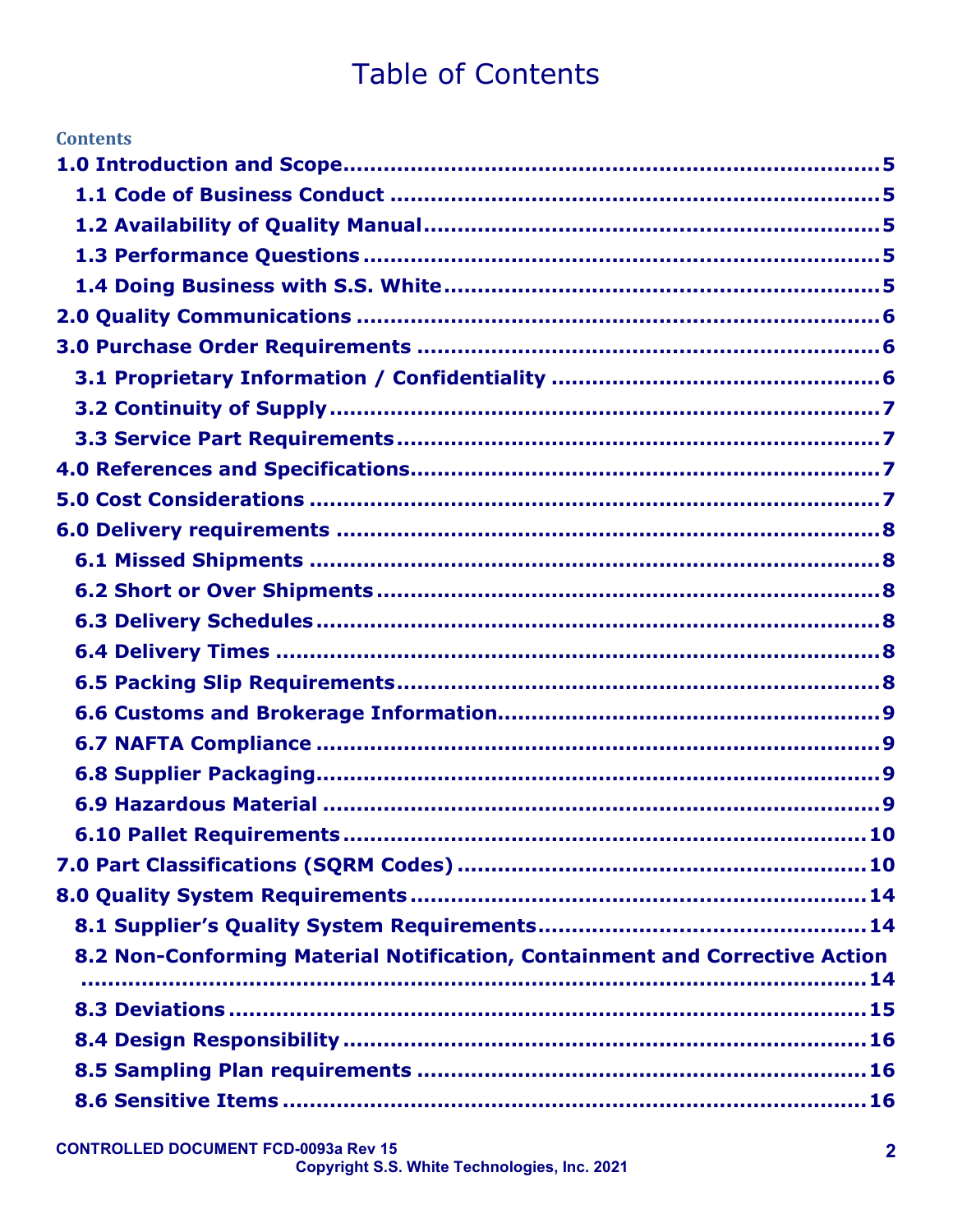# Table of Contents

**Contents**

- 1.0 Introduction and Scope .......... 5
  - 1.1 Code of Business Conduct .......... 5
  - 1.2 Availability of Quality Manual .......... 5
  - 1.3 Performance Questions .......... 5
  - 1.4 Doing Business with S.S. White .......... 5
- 2.0 Quality Communications .......... 6
- 3.0 Purchase Order Requirements .......... 6
  - 3.1 Proprietary Information / Confidentiality .......... 6
  - 3.2 Continuity of Supply .......... 7
  - 3.3 Service Part Requirements .......... 7
- 4.0 References and Specifications .......... 7
- 5.0 Cost Considerations .......... 7
- 6.0 Delivery requirements .......... 8
  - 6.1 Missed Shipments .......... 8
  - 6.2 Short or Over Shipments .......... 8
  - 6.3 Delivery Schedules .......... 8
  - 6.4 Delivery Times .......... 8
  - 6.5 Packing Slip Requirements .......... 8
  - 6.6 Customs and Brokerage Information .......... 9
  - 6.7 NAFTA Compliance .......... 9
  - 6.8 Supplier Packaging .......... 9
  - 6.9 Hazardous Material .......... 9
  - 6.10 Pallet Requirements .......... 10
- 7.0 Part Classifications (SQRM Codes) .......... 10
- 8.0 Quality System Requirements .......... 14
  - 8.1 Supplier's Quality System Requirements .......... 14
  - 8.2 Non-Conforming Material Notification, Containment and Corrective Action .......... 14
  - 8.3 Deviations .......... 15
  - 8.4 Design Responsibility .......... 16
  - 8.5 Sampling Plan requirements .......... 16
  - 8.6 Sensitive Items .......... 16

CONTROLLED DOCUMENT FCD-0093a Rev 15
Copyright S.S. White Technologies, Inc. 2021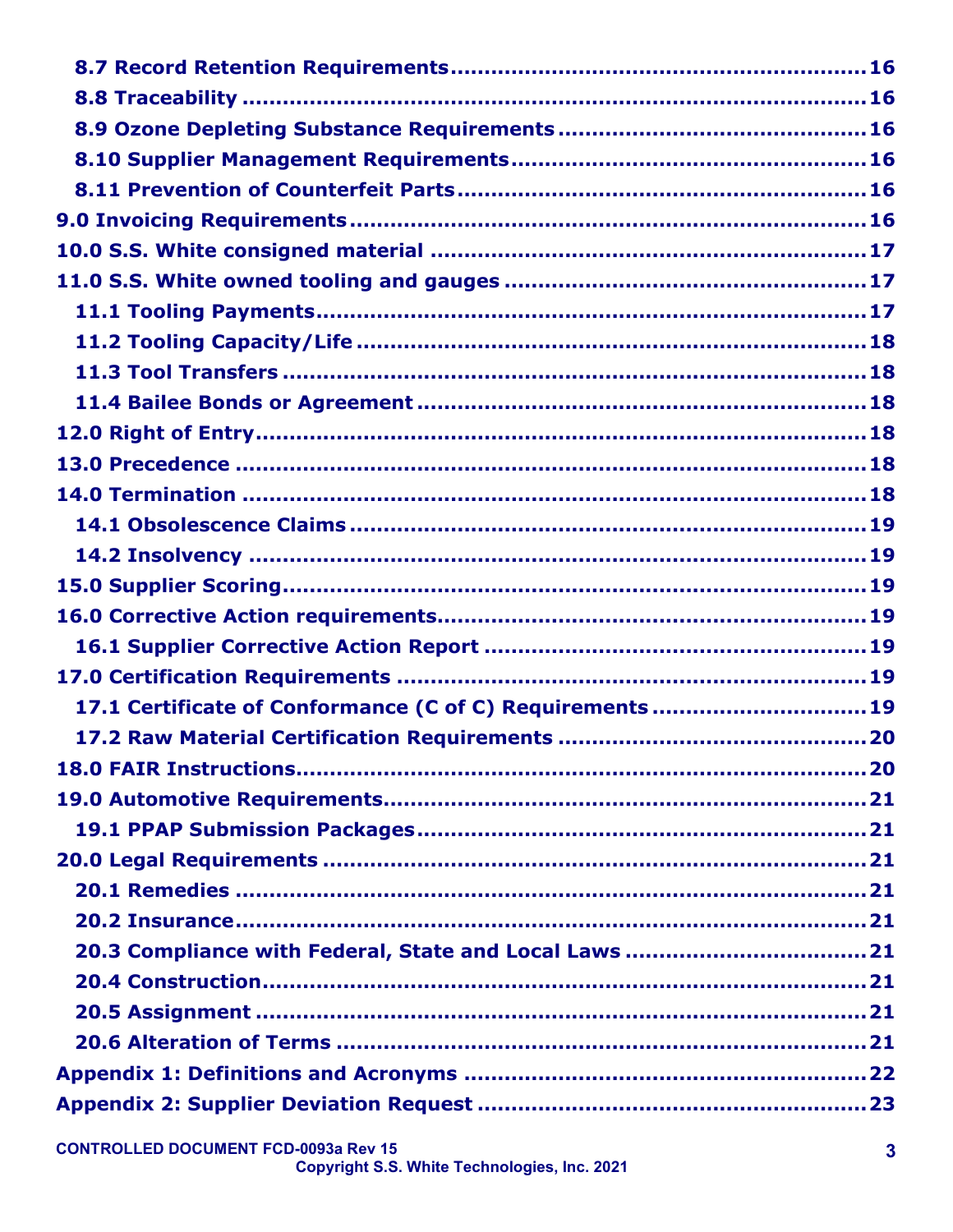8.7 Record Retention Requirements .......................................................... 16

8.8 Traceability .......................................................................................... 16

8.9 Ozone Depleting Substance Requirements ........................................... 16

8.10 Supplier Management Requirements .................................................. 16

8.11 Prevention of Counterfeit Parts .......................................................... 16

9.0 Invoicing Requirements ........................................................................... 16

10.0 S.S. White consigned material ............................................................... 17

11.0 S.S. White owned tooling and gauges ................................................... 17

11.1 Tooling Payments ................................................................................ 17

11.2 Tooling Capacity/Life ........................................................................... 18

11.3 Tool Transfers ...................................................................................... 18

11.4 Bailee Bonds or Agreement ................................................................. 18

12.0 Right of Entry ......................................................................................... 18

13.0 Precedence ............................................................................................ 18

14.0 Termination ............................................................................................ 18

14.1 Obsolescence Claims ............................................................................ 19

14.2 Insolvency ............................................................................................ 19

15.0 Supplier Scoring ..................................................................................... 19

16.0 Corrective Action requirements .............................................................. 19

16.1 Supplier Corrective Action Report ........................................................ 19

17.0 Certification Requirements ..................................................................... 19

17.1 Certificate of Conformance (C of C) Requirements .............................. 19

17.2 Raw Material Certification Requirements ............................................ 20

18.0 FAIR Instructions .................................................................................... 20

19.0 Automotive Requirements ....................................................................... 21

19.1 PPAP Submission Packages .................................................................. 21

20.0 Legal Requirements ................................................................................ 21

20.1 Remedies .............................................................................................. 21

20.2 Insurance .............................................................................................. 21

20.3 Compliance with Federal, State and Local Laws ................................... 21

20.4 Construction ......................................................................................... 21

20.5 Assignment ........................................................................................... 21

20.6 Alteration of Terms ............................................................................... 21

Appendix 1: Definitions and Acronyms ......................................................... 22

Appendix 2: Supplier Deviation Request ....................................................... 23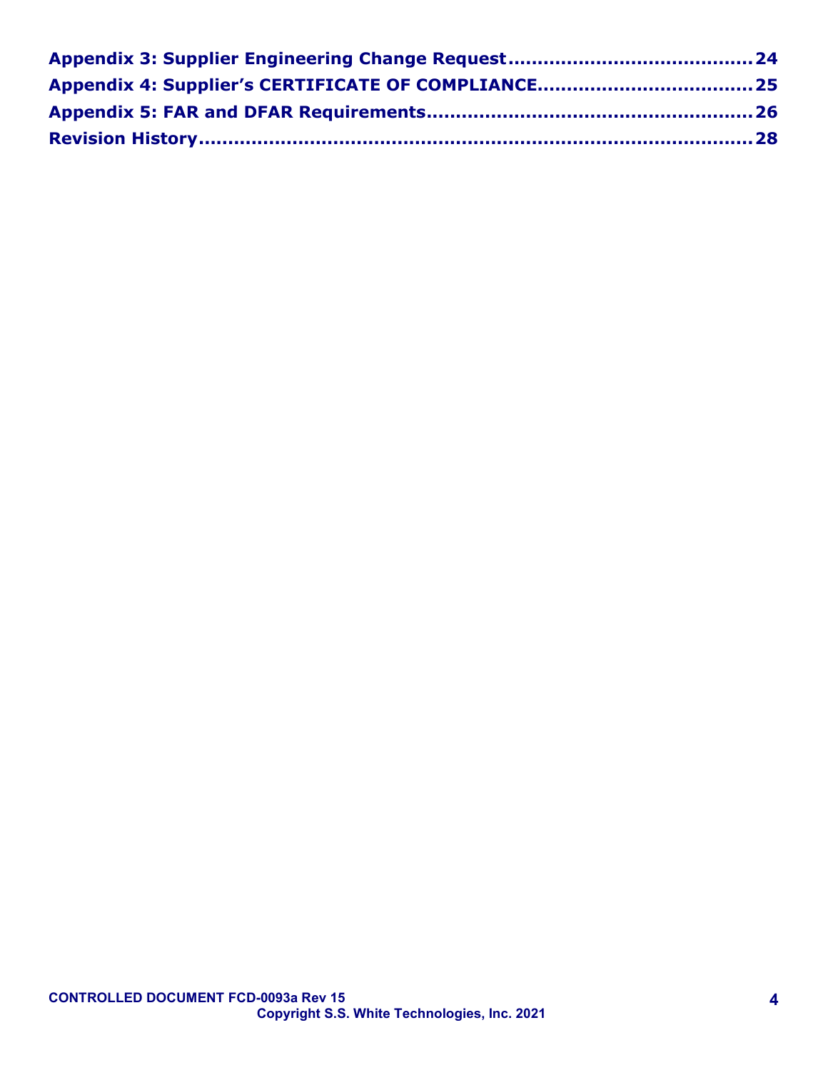**Appendix 3: Supplier Engineering Change Request........................................24**
**Appendix 4: Supplier's CERTIFICATE OF COMPLIANCE...................................25**
**Appendix 5: FAR and DFAR Requirements.....................................................26**
**Revision History..............................................................................................28**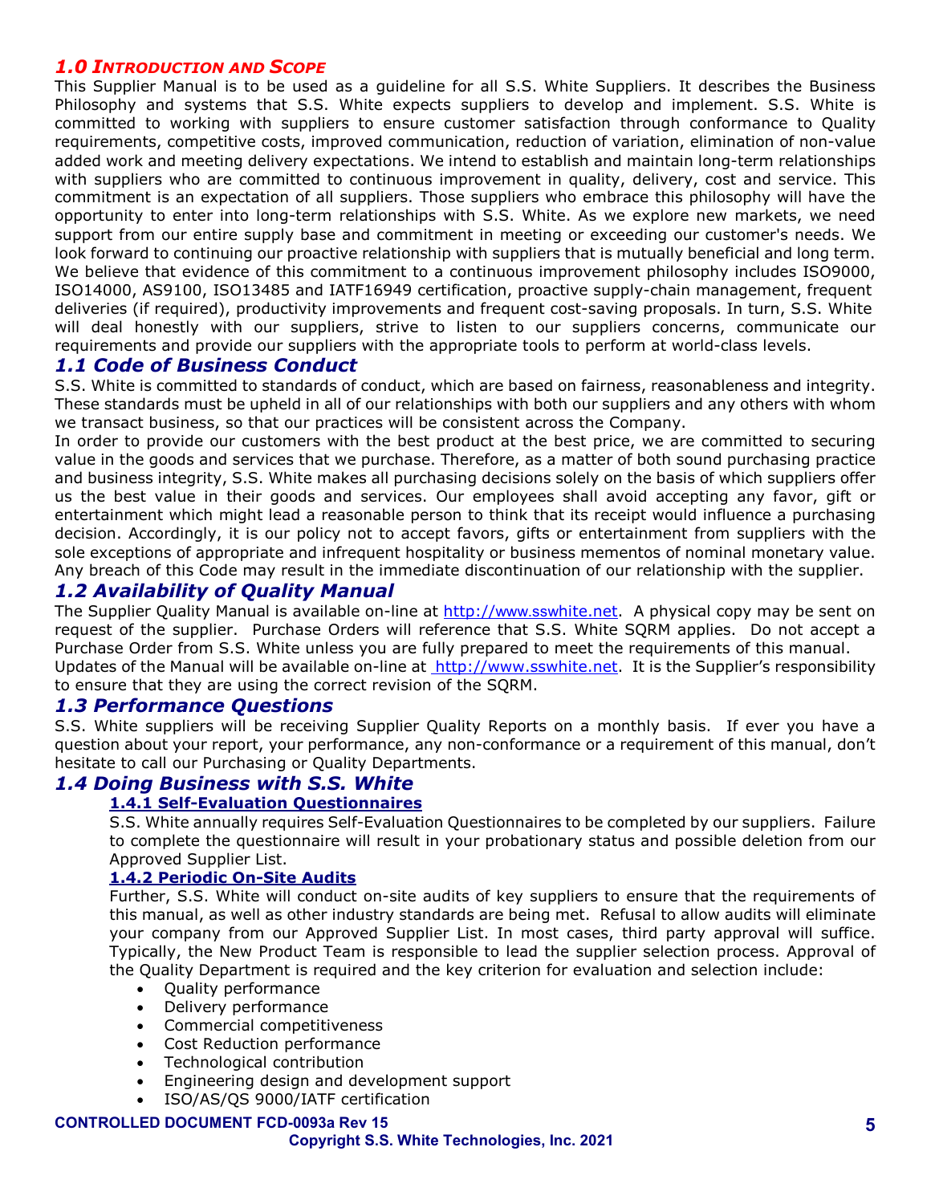## *1.0 Introduction and Scope*

This Supplier Manual is to be used as a guideline for all S.S. White Suppliers. It describes the Business Philosophy and systems that S.S. White expects suppliers to develop and implement. S.S. White is committed to working with suppliers to ensure customer satisfaction through conformance to Quality requirements, competitive costs, improved communication, reduction of variation, elimination of non-value added work and meeting delivery expectations. We intend to establish and maintain long-term relationships with suppliers who are committed to continuous improvement in quality, delivery, cost and service. This commitment is an expectation of all suppliers. Those suppliers who embrace this philosophy will have the opportunity to enter into long-term relationships with S.S. White. As we explore new markets, we need support from our entire supply base and commitment in meeting or exceeding our customer's needs. We look forward to continuing our proactive relationship with suppliers that is mutually beneficial and long term. We believe that evidence of this commitment to a continuous improvement philosophy includes ISO9000, ISO14000, AS9100, ISO13485 and IATF16949 certification, proactive supply-chain management, frequent deliveries (if required), productivity improvements and frequent cost-saving proposals. In turn, S.S. White will deal honestly with our suppliers, strive to listen to our suppliers concerns, communicate our requirements and provide our suppliers with the appropriate tools to perform at world-class levels.

## *1.1 Code of Business Conduct*

S.S. White is committed to standards of conduct, which are based on fairness, reasonableness and integrity. These standards must be upheld in all of our relationships with both our suppliers and any others with whom we transact business, so that our practices will be consistent across the Company.

In order to provide our customers with the best product at the best price, we are committed to securing value in the goods and services that we purchase. Therefore, as a matter of both sound purchasing practice and business integrity, S.S. White makes all purchasing decisions solely on the basis of which suppliers offer us the best value in their goods and services. Our employees shall avoid accepting any favor, gift or entertainment which might lead a reasonable person to think that its receipt would influence a purchasing decision. Accordingly, it is our policy not to accept favors, gifts or entertainment from suppliers with the sole exceptions of appropriate and infrequent hospitality or business mementos of nominal monetary value. Any breach of this Code may result in the immediate discontinuation of our relationship with the supplier.

## *1.2 Availability of Quality Manual*

The Supplier Quality Manual is available on-line at http://www.sswhite.net. A physical copy may be sent on request of the supplier. Purchase Orders will reference that S.S. White SQRM applies. Do not accept a Purchase Order from S.S. White unless you are fully prepared to meet the requirements of this manual.
Updates of the Manual will be available on-line at http://www.sswhite.net. It is the Supplier's responsibility to ensure that they are using the correct revision of the SQRM.

## *1.3 Performance Questions*

S.S. White suppliers will be receiving Supplier Quality Reports on a monthly basis. If ever you have a question about your report, your performance, any non-conformance or a requirement of this manual, don't hesitate to call our Purchasing or Quality Departments.

## *1.4 Doing Business with S.S. White*

### 1.4.1 Self-Evaluation Questionnaires

S.S. White annually requires Self-Evaluation Questionnaires to be completed by our suppliers. Failure to complete the questionnaire will result in your probationary status and possible deletion from our Approved Supplier List.

### 1.4.2 Periodic On-Site Audits

Further, S.S. White will conduct on-site audits of key suppliers to ensure that the requirements of this manual, as well as other industry standards are being met. Refusal to allow audits will eliminate your company from our Approved Supplier List. In most cases, third party approval will suffice. Typically, the New Product Team is responsible to lead the supplier selection process. Approval of the Quality Department is required and the key criterion for evaluation and selection include:

- Quality performance
- Delivery performance
- Commercial competitiveness
- Cost Reduction performance
- Technological contribution
- Engineering design and development support
- ISO/AS/QS 9000/IATF certification

**CONTROLLED DOCUMENT FCD-0093a Rev 15**
**Copyright S.S. White Technologies, Inc. 2021**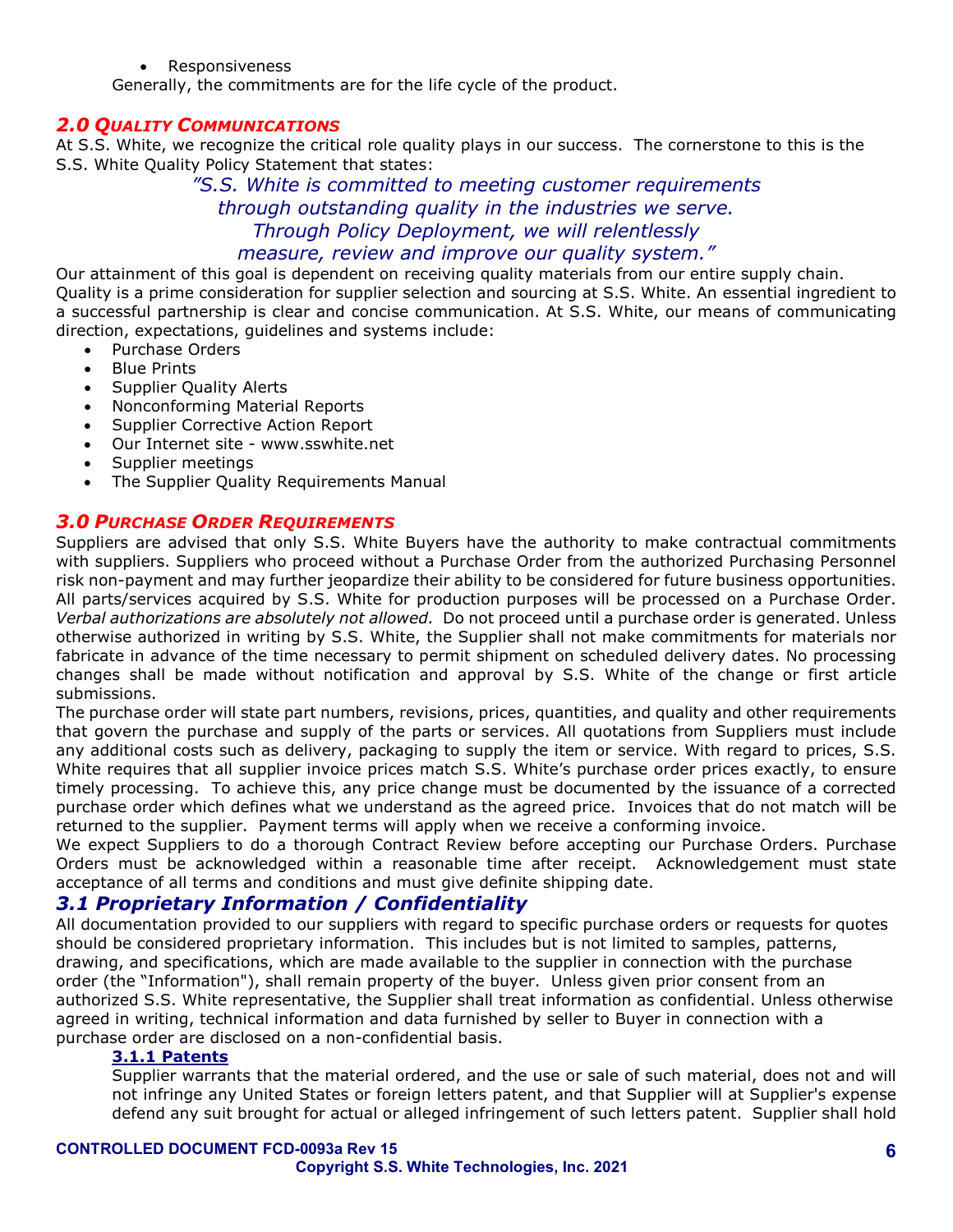- Responsiveness

Generally, the commitments are for the life cycle of the product.

## *2.0 QUALITY COMMUNICATIONS*

At S.S. White, we recognize the critical role quality plays in our success. The cornerstone to this is the S.S. White Quality Policy Statement that states:

*"S.S. White is committed to meeting customer requirements through outstanding quality in the industries we serve. Through Policy Deployment, we will relentlessly measure, review and improve our quality system."*

Our attainment of this goal is dependent on receiving quality materials from our entire supply chain. Quality is a prime consideration for supplier selection and sourcing at S.S. White. An essential ingredient to a successful partnership is clear and concise communication. At S.S. White, our means of communicating direction, expectations, guidelines and systems include:

- Purchase Orders
- Blue Prints
- Supplier Quality Alerts
- Nonconforming Material Reports
- Supplier Corrective Action Report
- Our Internet site - www.sswhite.net
- Supplier meetings
- The Supplier Quality Requirements Manual

## *3.0 PURCHASE ORDER REQUIREMENTS*

Suppliers are advised that only S.S. White Buyers have the authority to make contractual commitments with suppliers. Suppliers who proceed without a Purchase Order from the authorized Purchasing Personnel risk non-payment and may further jeopardize their ability to be considered for future business opportunities. All parts/services acquired by S.S. White for production purposes will be processed on a Purchase Order. *Verbal authorizations are absolutely not allowed.* Do not proceed until a purchase order is generated. Unless otherwise authorized in writing by S.S. White, the Supplier shall not make commitments for materials nor fabricate in advance of the time necessary to permit shipment on scheduled delivery dates. No processing changes shall be made without notification and approval by S.S. White of the change or first article submissions.

The purchase order will state part numbers, revisions, prices, quantities, and quality and other requirements that govern the purchase and supply of the parts or services. All quotations from Suppliers must include any additional costs such as delivery, packaging to supply the item or service. With regard to prices, S.S. White requires that all supplier invoice prices match S.S. White's purchase order prices exactly, to ensure timely processing. To achieve this, any price change must be documented by the issuance of a corrected purchase order which defines what we understand as the agreed price. Invoices that do not match will be returned to the supplier. Payment terms will apply when we receive a conforming invoice.

We expect Suppliers to do a thorough Contract Review before accepting our Purchase Orders. Purchase Orders must be acknowledged within a reasonable time after receipt. Acknowledgement must state acceptance of all terms and conditions and must give definite shipping date.

### *3.1 Proprietary Information / Confidentiality*

All documentation provided to our suppliers with regard to specific purchase orders or requests for quotes should be considered proprietary information. This includes but is not limited to samples, patterns, drawing, and specifications, which are made available to the supplier in connection with the purchase order (the "Information"), shall remain property of the buyer. Unless given prior consent from an authorized S.S. White representative, the Supplier shall treat information as confidential. Unless otherwise agreed in writing, technical information and data furnished by seller to Buyer in connection with a purchase order are disclosed on a non-confidential basis.

#### 3.1.1 Patents

Supplier warrants that the material ordered, and the use or sale of such material, does not and will not infringe any United States or foreign letters patent, and that Supplier will at Supplier's expense defend any suit brought for actual or alleged infringement of such letters patent. Supplier shall hold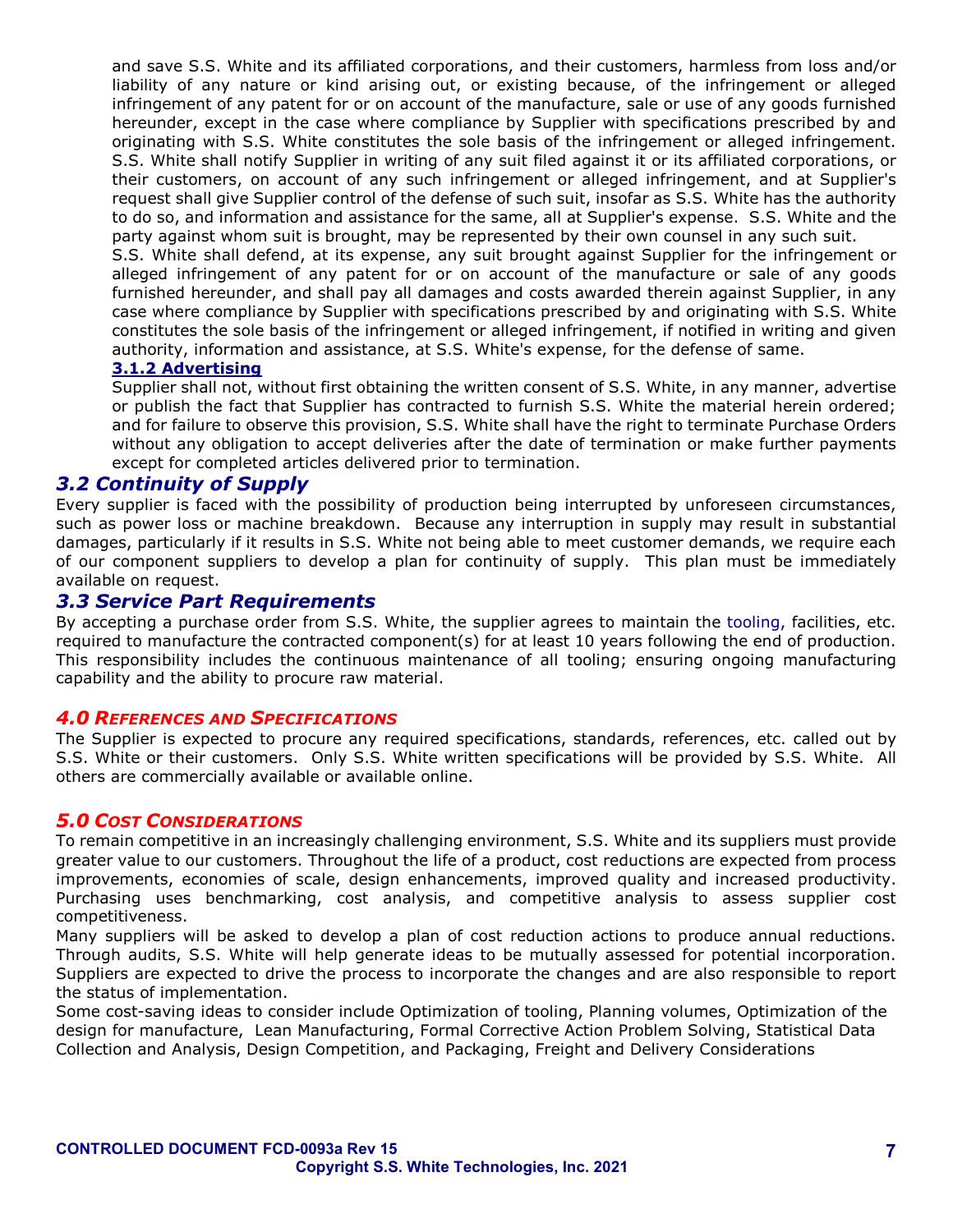and save S.S. White and its affiliated corporations, and their customers, harmless from loss and/or liability of any nature or kind arising out, or existing because, of the infringement or alleged infringement of any patent for or on account of the manufacture, sale or use of any goods furnished hereunder, except in the case where compliance by Supplier with specifications prescribed by and originating with S.S. White constitutes the sole basis of the infringement or alleged infringement. S.S. White shall notify Supplier in writing of any suit filed against it or its affiliated corporations, or their customers, on account of any such infringement or alleged infringement, and at Supplier's request shall give Supplier control of the defense of such suit, insofar as S.S. White has the authority to do so, and information and assistance for the same, all at Supplier's expense. S.S. White and the party against whom suit is brought, may be represented by their own counsel in any such suit.

S.S. White shall defend, at its expense, any suit brought against Supplier for the infringement or alleged infringement of any patent for or on account of the manufacture or sale of any goods furnished hereunder, and shall pay all damages and costs awarded therein against Supplier, in any case where compliance by Supplier with specifications prescribed by and originating with S.S. White constitutes the sole basis of the infringement or alleged infringement, if notified in writing and given authority, information and assistance, at S.S. White's expense, for the defense of same.

#### 3.1.2 Advertising

Supplier shall not, without first obtaining the written consent of S.S. White, in any manner, advertise or publish the fact that Supplier has contracted to furnish S.S. White the material herein ordered; and for failure to observe this provision, S.S. White shall have the right to terminate Purchase Orders without any obligation to accept deliveries after the date of termination or make further payments except for completed articles delivered prior to termination.

### *3.2 Continuity of Supply*

Every supplier is faced with the possibility of production being interrupted by unforeseen circumstances, such as power loss or machine breakdown. Because any interruption in supply may result in substantial damages, particularly if it results in S.S. White not being able to meet customer demands, we require each of our component suppliers to develop a plan for continuity of supply. This plan must be immediately available on request.

### *3.3 Service Part Requirements*

By accepting a purchase order from S.S. White, the supplier agrees to maintain the tooling, facilities, etc. required to manufacture the contracted component(s) for at least 10 years following the end of production. This responsibility includes the continuous maintenance of all tooling; ensuring ongoing manufacturing capability and the ability to procure raw material.

## *4.0 References and Specifications*

The Supplier is expected to procure any required specifications, standards, references, etc. called out by S.S. White or their customers. Only S.S. White written specifications will be provided by S.S. White. All others are commercially available or available online.

## *5.0 Cost Considerations*

To remain competitive in an increasingly challenging environment, S.S. White and its suppliers must provide greater value to our customers. Throughout the life of a product, cost reductions are expected from process improvements, economies of scale, design enhancements, improved quality and increased productivity. Purchasing uses benchmarking, cost analysis, and competitive analysis to assess supplier cost competitiveness.

Many suppliers will be asked to develop a plan of cost reduction actions to produce annual reductions. Through audits, S.S. White will help generate ideas to be mutually assessed for potential incorporation. Suppliers are expected to drive the process to incorporate the changes and are also responsible to report the status of implementation.

Some cost-saving ideas to consider include Optimization of tooling, Planning volumes, Optimization of the design for manufacture, Lean Manufacturing, Formal Corrective Action Problem Solving, Statistical Data Collection and Analysis, Design Competition, and Packaging, Freight and Delivery Considerations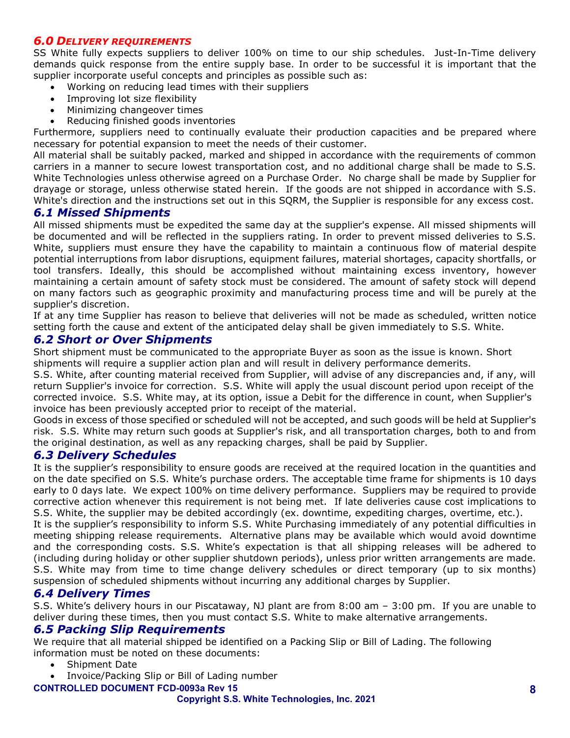## *6.0 Delivery requirements*

SS White fully expects suppliers to deliver 100% on time to our ship schedules. Just-In-Time delivery demands quick response from the entire supply base. In order to be successful it is important that the supplier incorporate useful concepts and principles as possible such as:

- Working on reducing lead times with their suppliers
- Improving lot size flexibility
- Minimizing changeover times
- Reducing finished goods inventories

Furthermore, suppliers need to continually evaluate their production capacities and be prepared where necessary for potential expansion to meet the needs of their customer.

All material shall be suitably packed, marked and shipped in accordance with the requirements of common carriers in a manner to secure lowest transportation cost, and no additional charge shall be made to S.S. White Technologies unless otherwise agreed on a Purchase Order. No charge shall be made by Supplier for drayage or storage, unless otherwise stated herein. If the goods are not shipped in accordance with S.S. White's direction and the instructions set out in this SQRM, the Supplier is responsible for any excess cost.

### *6.1 Missed Shipments*

All missed shipments must be expedited the same day at the supplier's expense. All missed shipments will be documented and will be reflected in the suppliers rating. In order to prevent missed deliveries to S.S. White, suppliers must ensure they have the capability to maintain a continuous flow of material despite potential interruptions from labor disruptions, equipment failures, material shortages, capacity shortfalls, or tool transfers. Ideally, this should be accomplished without maintaining excess inventory, however maintaining a certain amount of safety stock must be considered. The amount of safety stock will depend on many factors such as geographic proximity and manufacturing process time and will be purely at the supplier's discretion.

If at any time Supplier has reason to believe that deliveries will not be made as scheduled, written notice setting forth the cause and extent of the anticipated delay shall be given immediately to S.S. White.

### *6.2 Short or Over Shipments*

Short shipment must be communicated to the appropriate Buyer as soon as the issue is known. Short shipments will require a supplier action plan and will result in delivery performance demerits.

S.S. White, after counting material received from Supplier, will advise of any discrepancies and, if any, will return Supplier's invoice for correction. S.S. White will apply the usual discount period upon receipt of the corrected invoice. S.S. White may, at its option, issue a Debit for the difference in count, when Supplier's invoice has been previously accepted prior to receipt of the material.

Goods in excess of those specified or scheduled will not be accepted, and such goods will be held at Supplier's risk. S.S. White may return such goods at Supplier's risk, and all transportation charges, both to and from the original destination, as well as any repacking charges, shall be paid by Supplier.

### *6.3 Delivery Schedules*

It is the supplier's responsibility to ensure goods are received at the required location in the quantities and on the date specified on S.S. White's purchase orders. The acceptable time frame for shipments is 10 days early to 0 days late. We expect 100% on time delivery performance. Suppliers may be required to provide corrective action whenever this requirement is not being met. If late deliveries cause cost implications to S.S. White, the supplier may be debited accordingly (ex. downtime, expediting charges, overtime, etc.).

It is the supplier's responsibility to inform S.S. White Purchasing immediately of any potential difficulties in meeting shipping release requirements. Alternative plans may be available which would avoid downtime and the corresponding costs. S.S. White's expectation is that all shipping releases will be adhered to (including during holiday or other supplier shutdown periods), unless prior written arrangements are made. S.S. White may from time to time change delivery schedules or direct temporary (up to six months) suspension of scheduled shipments without incurring any additional charges by Supplier.

### *6.4 Delivery Times*

S.S. White's delivery hours in our Piscataway, NJ plant are from 8:00 am – 3:00 pm. If you are unable to deliver during these times, then you must contact S.S. White to make alternative arrangements.

### *6.5 Packing Slip Requirements*

We require that all material shipped be identified on a Packing Slip or Bill of Lading. The following information must be noted on these documents:

- Shipment Date
- Invoice/Packing Slip or Bill of Lading number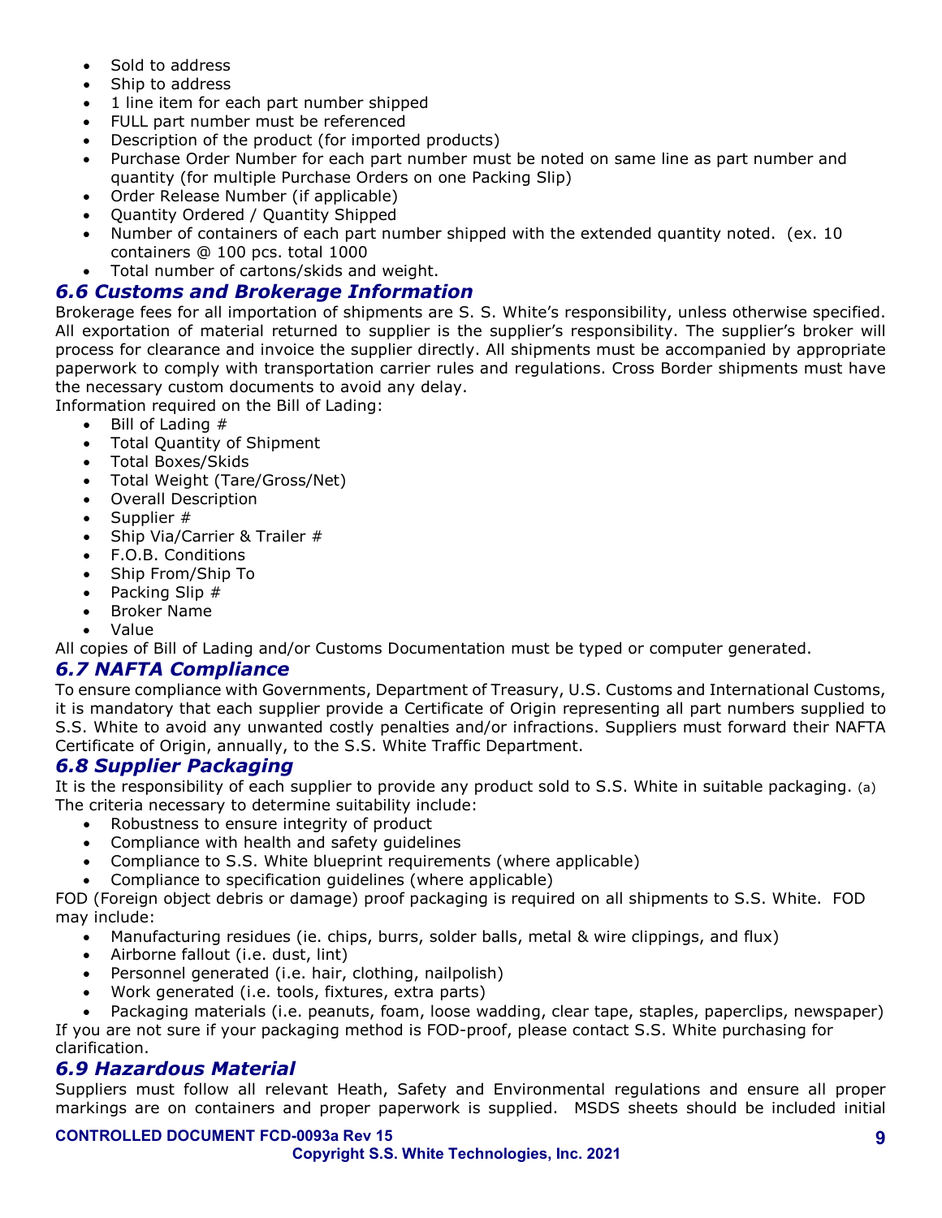- Sold to address
- Ship to address
- 1 line item for each part number shipped
- FULL part number must be referenced
- Description of the product (for imported products)
- Purchase Order Number for each part number must be noted on same line as part number and quantity (for multiple Purchase Orders on one Packing Slip)
- Order Release Number (if applicable)
- Quantity Ordered / Quantity Shipped
- Number of containers of each part number shipped with the extended quantity noted. (ex. 10 containers @ 100 pcs. total 1000
- Total number of cartons/skids and weight.

## *6.6 Customs and Brokerage Information*

Brokerage fees for all importation of shipments are S. S. White's responsibility, unless otherwise specified. All exportation of material returned to supplier is the supplier's responsibility. The supplier's broker will process for clearance and invoice the supplier directly. All shipments must be accompanied by appropriate paperwork to comply with transportation carrier rules and regulations. Cross Border shipments must have the necessary custom documents to avoid any delay.

Information required on the Bill of Lading:

- Bill of Lading #
- Total Quantity of Shipment
- Total Boxes/Skids
- Total Weight (Tare/Gross/Net)
- Overall Description
- Supplier #
- Ship Via/Carrier & Trailer #
- F.O.B. Conditions
- Ship From/Ship To
- Packing Slip #
- Broker Name
- Value

All copies of Bill of Lading and/or Customs Documentation must be typed or computer generated.

## *6.7 NAFTA Compliance*

To ensure compliance with Governments, Department of Treasury, U.S. Customs and International Customs, it is mandatory that each supplier provide a Certificate of Origin representing all part numbers supplied to S.S. White to avoid any unwanted costly penalties and/or infractions. Suppliers must forward their NAFTA Certificate of Origin, annually, to the S.S. White Traffic Department.

## *6.8 Supplier Packaging*

It is the responsibility of each supplier to provide any product sold to S.S. White in suitable packaging. (a) The criteria necessary to determine suitability include:

- Robustness to ensure integrity of product
- Compliance with health and safety guidelines
- Compliance to S.S. White blueprint requirements (where applicable)
- Compliance to specification guidelines (where applicable)

FOD (Foreign object debris or damage) proof packaging is required on all shipments to S.S. White. FOD may include:

- Manufacturing residues (ie. chips, burrs, solder balls, metal & wire clippings, and flux)
- Airborne fallout (i.e. dust, lint)
- Personnel generated (i.e. hair, clothing, nailpolish)
- Work generated (i.e. tools, fixtures, extra parts)
- Packaging materials (i.e. peanuts, foam, loose wadding, clear tape, staples, paperclips, newspaper)

If you are not sure if your packaging method is FOD-proof, please contact S.S. White purchasing for clarification.

## *6.9 Hazardous Material*

Suppliers must follow all relevant Heath, Safety and Environmental regulations and ensure all proper markings are on containers and proper paperwork is supplied. MSDS sheets should be included initial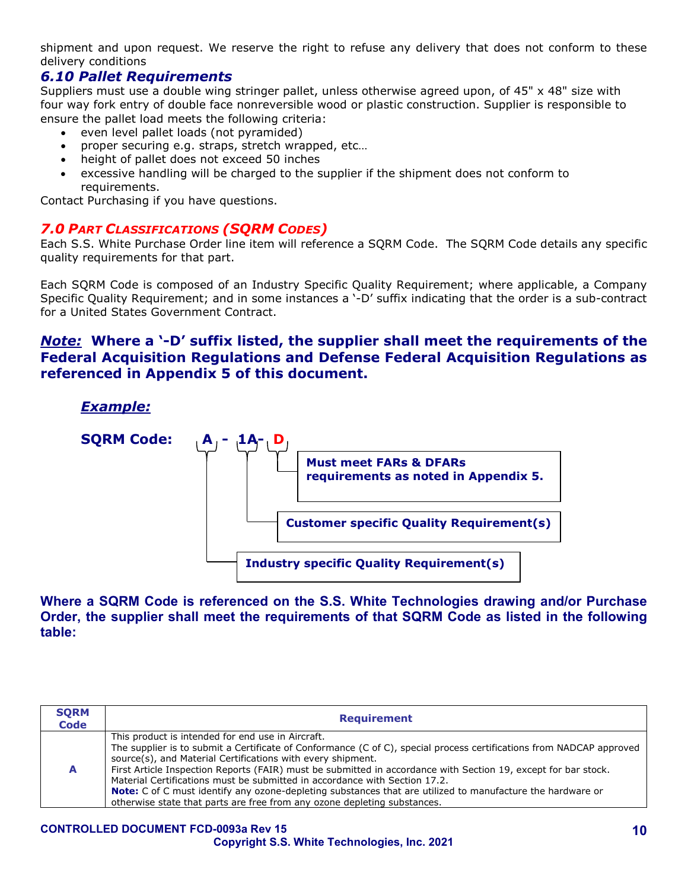shipment and upon request. We reserve the right to refuse any delivery that does not conform to these delivery conditions

### *6.10 Pallet Requirements*

Suppliers must use a double wing stringer pallet, unless otherwise agreed upon, of 45" x 48" size with four way fork entry of double face nonreversible wood or plastic construction. Supplier is responsible to ensure the pallet load meets the following criteria:

- even level pallet loads (not pyramided)
- proper securing e.g. straps, stretch wrapped, etc…
- height of pallet does not exceed 50 inches
- excessive handling will be charged to the supplier if the shipment does not conform to requirements.

Contact Purchasing if you have questions.

## *7.0 PART CLASSIFICATIONS (SQRM CODES)*

Each S.S. White Purchase Order line item will reference a SQRM Code. The SQRM Code details any specific quality requirements for that part.

Each SQRM Code is composed of an Industry Specific Quality Requirement; where applicable, a Company Specific Quality Requirement; and in some instances a '-D' suffix indicating that the order is a sub-contract for a United States Government Contract.

***Note:*** **Where a '-D' suffix listed, the supplier shall meet the requirements of the Federal Acquisition Regulations and Defense Federal Acquisition Regulations as referenced in Appendix 5 of this document.**

***Example:***

**SQRM Code: A - 1A- D**

- **A** – **Industry specific Quality Requirement(s)**
- **1A** – **Customer specific Quality Requirement(s)**
- **D** – **Must meet FARs & DFARs requirements as noted in Appendix 5.**

**Where a SQRM Code is referenced on the S.S. White Technologies drawing and/or Purchase Order, the supplier shall meet the requirements of that SQRM Code as listed in the following table:**

| SQRM Code | Requirement |
|---|---|
| **A** | This product is intended for end use in Aircraft.<br>The supplier is to submit a Certificate of Conformance (C of C), special process certifications from NADCAP approved source(s), and Material Certifications with every shipment.<br>First Article Inspection Reports (FAIR) must be submitted in accordance with Section 19, except for bar stock.<br>Material Certifications must be submitted in accordance with Section 17.2.<br>**Note:** C of C must identify any ozone-depleting substances that are utilized to manufacture the hardware or otherwise state that parts are free from any ozone depleting substances. |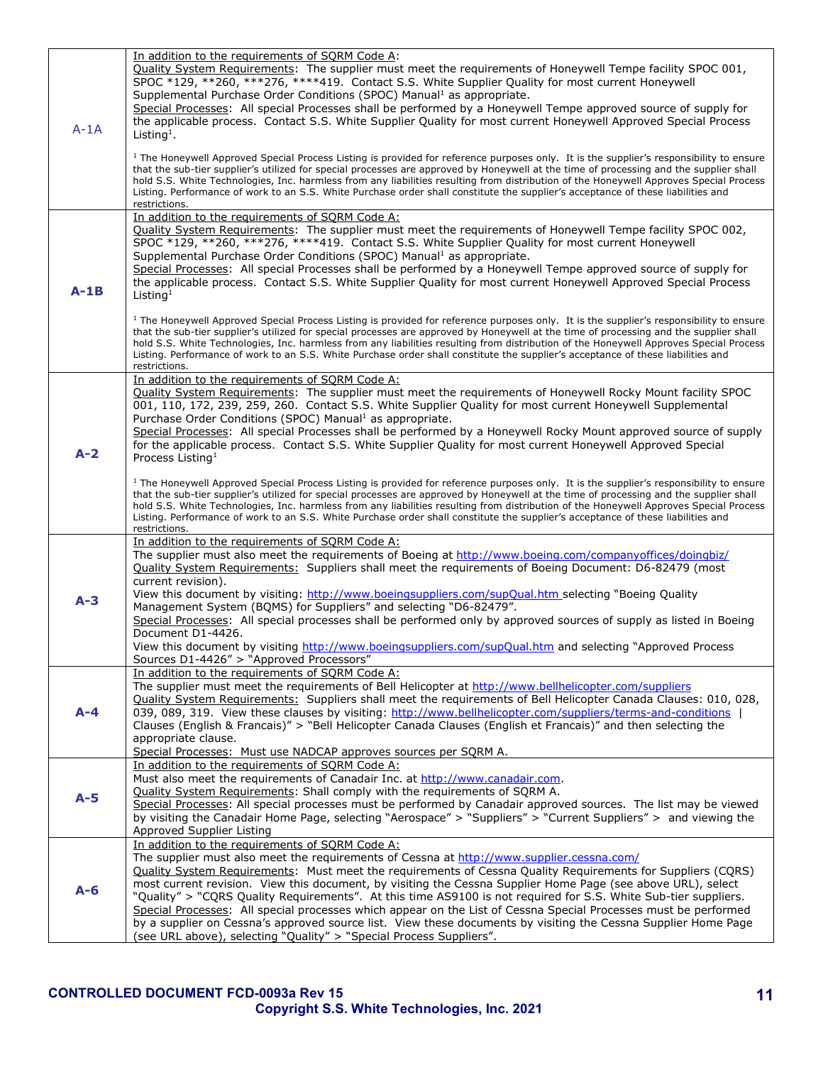| | |
|---|---|
| A-1A | In addition to the requirements of SQRM Code A:<br>Quality System Requirements: The supplier must meet the requirements of Honeywell Tempe facility SPOC 001, SPOC *129, **260, ***276, ****419. Contact S.S. White Supplier Quality for most current Honeywell Supplemental Purchase Order Conditions (SPOC) Manual[1] as appropriate.<br>Special Processes: All special Processes shall be performed by a Honeywell Tempe approved source of supply for the applicable process. Contact S.S. White Supplier Quality for most current Honeywell Approved Special Process Listing[1].<br><br>[1] The Honeywell Approved Special Process Listing is provided for reference purposes only. It is the supplier's responsibility to ensure that the sub-tier supplier's utilized for special processes are approved by Honeywell at the time of processing and the supplier shall hold S.S. White Technologies, Inc. harmless from any liabilities resulting from distribution of the Honeywell Approves Special Process Listing. Performance of work to an S.S. White Purchase order shall constitute the supplier's acceptance of these liabilities and restrictions. |
| **A-1B** | In addition to the requirements of SQRM Code A:<br>Quality System Requirements: The supplier must meet the requirements of Honeywell Tempe facility SPOC 002, SPOC *129, **260, ***276, ****419. Contact S.S. White Supplier Quality for most current Honeywell Supplemental Purchase Order Conditions (SPOC) Manual[1] as appropriate.<br>Special Processes: All special Processes shall be performed by a Honeywell Tempe approved source of supply for the applicable process. Contact S.S. White Supplier Quality for most current Honeywell Approved Special Process Listing[1]<br><br>[1] The Honeywell Approved Special Process Listing is provided for reference purposes only. It is the supplier's responsibility to ensure that the sub-tier supplier's utilized for special processes are approved by Honeywell at the time of processing and the supplier shall hold S.S. White Technologies, Inc. harmless from any liabilities resulting from distribution of the Honeywell Approves Special Process Listing. Performance of work to an S.S. White Purchase order shall constitute the supplier's acceptance of these liabilities and restrictions. |
| **A-2** | In addition to the requirements of SQRM Code A:<br>Quality System Requirements: The supplier must meet the requirements of Honeywell Rocky Mount facility SPOC 001, 110, 172, 239, 259, 260. Contact S.S. White Supplier Quality for most current Honeywell Supplemental Purchase Order Conditions (SPOC) Manual[1] as appropriate.<br>Special Processes: All special Processes shall be performed by a Honeywell Rocky Mount approved source of supply for the applicable process. Contact S.S. White Supplier Quality for most current Honeywell Approved Special Process Listing[1]<br><br>[1] The Honeywell Approved Special Process Listing is provided for reference purposes only. It is the supplier's responsibility to ensure that the sub-tier supplier's utilized for special processes are approved by Honeywell at the time of processing and the supplier shall hold S.S. White Technologies, Inc. harmless from any liabilities resulting from distribution of the Honeywell Approves Special Process Listing. Performance of work to an S.S. White Purchase order shall constitute the supplier's acceptance of these liabilities and restrictions. |
| **A-3** | In addition to the requirements of SQRM Code A:<br>The supplier must also meet the requirements of Boeing at http://www.boeing.com/companyoffices/doingbiz/<br>Quality System Requirements: Suppliers shall meet the requirements of Boeing Document: D6-82479 (most current revision).<br>View this document by visiting: http://www.boeingsuppliers.com/supQual.htm selecting "Boeing Quality Management System (BQMS) for Suppliers" and selecting "D6-82479".<br>Special Processes: All special processes shall be performed only by approved sources of supply as listed in Boeing Document D1-4426.<br>View this document by visiting http://www.boeingsuppliers.com/supQual.htm and selecting "Approved Process Sources D1-4426" > "Approved Processors" |
| **A-4** | In addition to the requirements of SQRM Code A:<br>The supplier must meet the requirements of Bell Helicopter at http://www.bellhelicopter.com/suppliers<br>Quality System Requirements: Suppliers shall meet the requirements of Bell Helicopter Canada Clauses: 010, 028, 039, 089, 319. View these clauses by visiting: http://www.bellhelicopter.com/suppliers/terms-and-conditions \| Clauses (English & Francais)" > "Bell Helicopter Canada Clauses (English et Francais)" and then selecting the appropriate clause.<br>Special Processes: Must use NADCAP approves sources per SQRM A. |
| **A-5** | In addition to the requirements of SQRM Code A:<br>Must also meet the requirements of Canadair Inc. at http://www.canadair.com.<br>Quality System Requirements: Shall comply with the requirements of SQRM A.<br>Special Processes: All special processes must be performed by Canadair approved sources. The list may be viewed by visiting the Canadair Home Page, selecting "Aerospace" > "Suppliers" > "Current Suppliers" > and viewing the Approved Supplier Listing |
| **A-6** | In addition to the requirements of SQRM Code A:<br>The supplier must also meet the requirements of Cessna at http://www.supplier.cessna.com/<br>Quality System Requirements: Must meet the requirements of Cessna Quality Requirements for Suppliers (CQRS) most current revision. View this document, by visiting the Cessna Supplier Home Page (see above URL), select "Quality" > "CQRS Quality Requirements". At this time AS9100 is not required for S.S. White Sub-tier suppliers.<br>Special Processes: All special processes which appear on the List of Cessna Special Processes must be performed by a supplier on Cessna's approved source list. View these documents by visiting the Cessna Supplier Home Page (see URL above), selecting "Quality" > "Special Process Suppliers". |

**CONTROLLED DOCUMENT FCD-0093a Rev 15**
**Copyright S.S. White Technologies, Inc. 2021**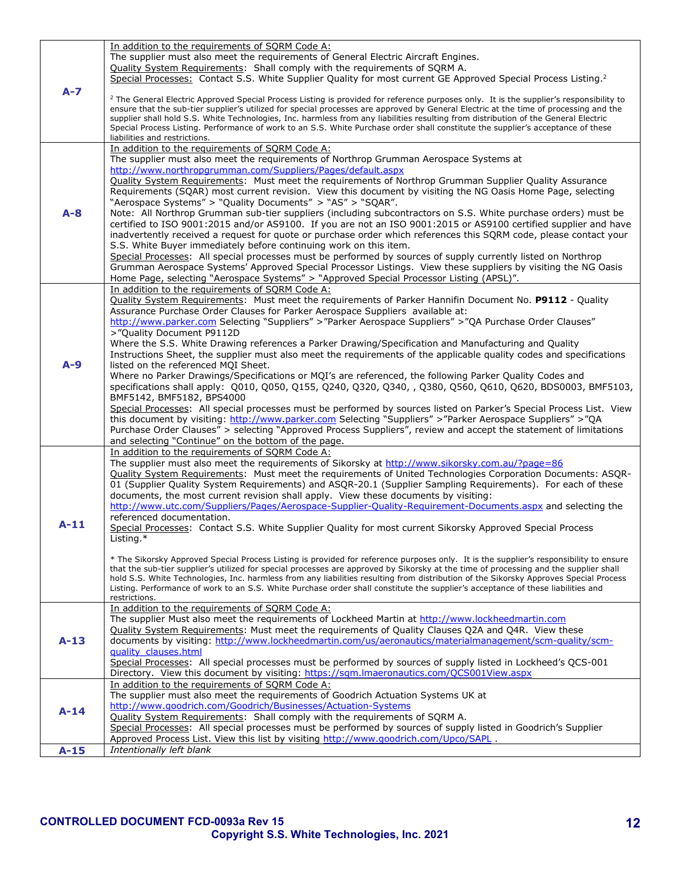| | |
|---|---|
| **A-7** | In addition to the requirements of SQRM Code A:<br>The supplier must also meet the requirements of General Electric Aircraft Engines.<br>Quality System Requirements: Shall comply with the requirements of SQRM A.<br>Special Processes: Contact S.S. White Supplier Quality for most current GE Approved Special Process Listing.[2]<br><br>[2] The General Electric Approved Special Process Listing is provided for reference purposes only. It is the supplier's responsibility to ensure that the sub-tier supplier's utilized for special processes are approved by General Electric at the time of processing and the supplier shall hold S.S. White Technologies, Inc. harmless from any liabilities resulting from distribution of the General Electric Special Process Listing. Performance of work to an S.S. White Purchase order shall constitute the supplier's acceptance of these liabilities and restrictions. |
| **A-8** | In addition to the requirements of SQRM Code A:<br>The supplier must also meet the requirements of Northrop Grumman Aerospace Systems at http://www.northropgrumman.com/Suppliers/Pages/default.aspx<br>Quality System Requirements: Must meet the requirements of Northrop Grumman Supplier Quality Assurance Requirements (SQAR) most current revision. View this document by visiting the NG Oasis Home Page, selecting "Aerospace Systems" > "Quality Documents" > "AS" > "SQAR".<br>Note: All Northrop Grumman sub-tier suppliers (including subcontractors on S.S. White purchase orders) must be certified to ISO 9001:2015 and/or AS9100. If you are not an ISO 9001:2015 or AS9100 certified supplier and have inadvertently received a request for quote or purchase order which references this SQRM code, please contact your S.S. White Buyer immediately before continuing work on this item.<br>Special Processes: All special processes must be performed by sources of supply currently listed on Northrop Grumman Aerospace Systems' Approved Special Processor Listings. View these suppliers by visiting the NG Oasis Home Page, selecting "Aerospace Systems" > "Approved Special Processor Listing (APSL)". |
| **A-9** | In addition to the requirements of SQRM Code A:<br>Quality System Requirements: Must meet the requirements of Parker Hannifin Document No. **P9112** - Quality Assurance Purchase Order Clauses for Parker Aerospace Suppliers available at: http://www.parker.com Selecting "Suppliers" >"Parker Aerospace Suppliers" >"QA Purchase Order Clauses" >"Quality Document P9112D<br>Where the S.S. White Drawing references a Parker Drawing/Specification and Manufacturing and Quality Instructions Sheet, the supplier must also meet the requirements of the applicable quality codes and specifications listed on the referenced MQI Sheet.<br>Where no Parker Drawings/Specifications or MQI's are referenced, the following Parker Quality Codes and specifications shall apply: Q010, Q050, Q155, Q240, Q320, Q340, , Q380, Q560, Q610, Q620, BDS0003, BMF5103, BMF5142, BMF5182, BPS4000<br>Special Processes: All special processes must be performed by sources listed on Parker's Special Process List. View this document by visiting: http://www.parker.com Selecting "Suppliers" >"Parker Aerospace Suppliers" >"QA Purchase Order Clauses" > selecting "Approved Process Suppliers", review and accept the statement of limitations and selecting "Continue" on the bottom of the page. |
| **A-11** | In addition to the requirements of SQRM Code A:<br>The supplier must also meet the requirements of Sikorsky at http://www.sikorsky.com.au/?page=86<br>Quality System Requirements: Must meet the requirements of United Technologies Corporation Documents: ASQR-01 (Supplier Quality System Requirements) and ASQR-20.1 (Supplier Sampling Requirements). For each of these documents, the most current revision shall apply. View these documents by visiting: http://www.utc.com/Suppliers/Pages/Aerospace-Supplier-Quality-Requirement-Documents.aspx and selecting the referenced documentation.<br>Special Processes: Contact S.S. White Supplier Quality for most current Sikorsky Approved Special Process Listing.*<br><br>* The Sikorsky Approved Special Process Listing is provided for reference purposes only. It is the supplier's responsibility to ensure that the sub-tier supplier's utilized for special processes are approved by Sikorsky at the time of processing and the supplier shall hold S.S. White Technologies, Inc. harmless from any liabilities resulting from distribution of the Sikorsky Approves Special Process Listing. Performance of work to an S.S. White Purchase order shall constitute the supplier's acceptance of these liabilities and restrictions. |
| **A-13** | In addition to the requirements of SQRM Code A:<br>The supplier Must also meet the requirements of Lockheed Martin at http://www.lockheedmartin.com<br>Quality System Requirements: Must meet the requirements of Quality Clauses Q2A and Q4R. View these documents by visiting: http://www.lockheedmartin.com/us/aeronautics/materialmanagement/scm-quality/scm-quality_clauses.html<br>Special Processes: All special processes must be performed by sources of supply listed in Lockheed's QCS-001 Directory. View this document by visiting: https://sqm.lmaeronautics.com/QCS001View.aspx |
| **A-14** | In addition to the requirements of SQRM Code A:<br>The supplier must also meet the requirements of Goodrich Actuation Systems UK at http://www.goodrich.com/Goodrich/Businesses/Actuation-Systems<br>Quality System Requirements: Shall comply with the requirements of SQRM A.<br>Special Processes: All special processes must be performed by sources of supply listed in Goodrich's Supplier Approved Process List. View this list by visiting http://www.goodrich.com/Upco/SAPL . |
| **A-15** | *Intentionally left blank* |

**CONTROLLED DOCUMENT FCD-0093a Rev 15**
**Copyright S.S. White Technologies, Inc. 2021**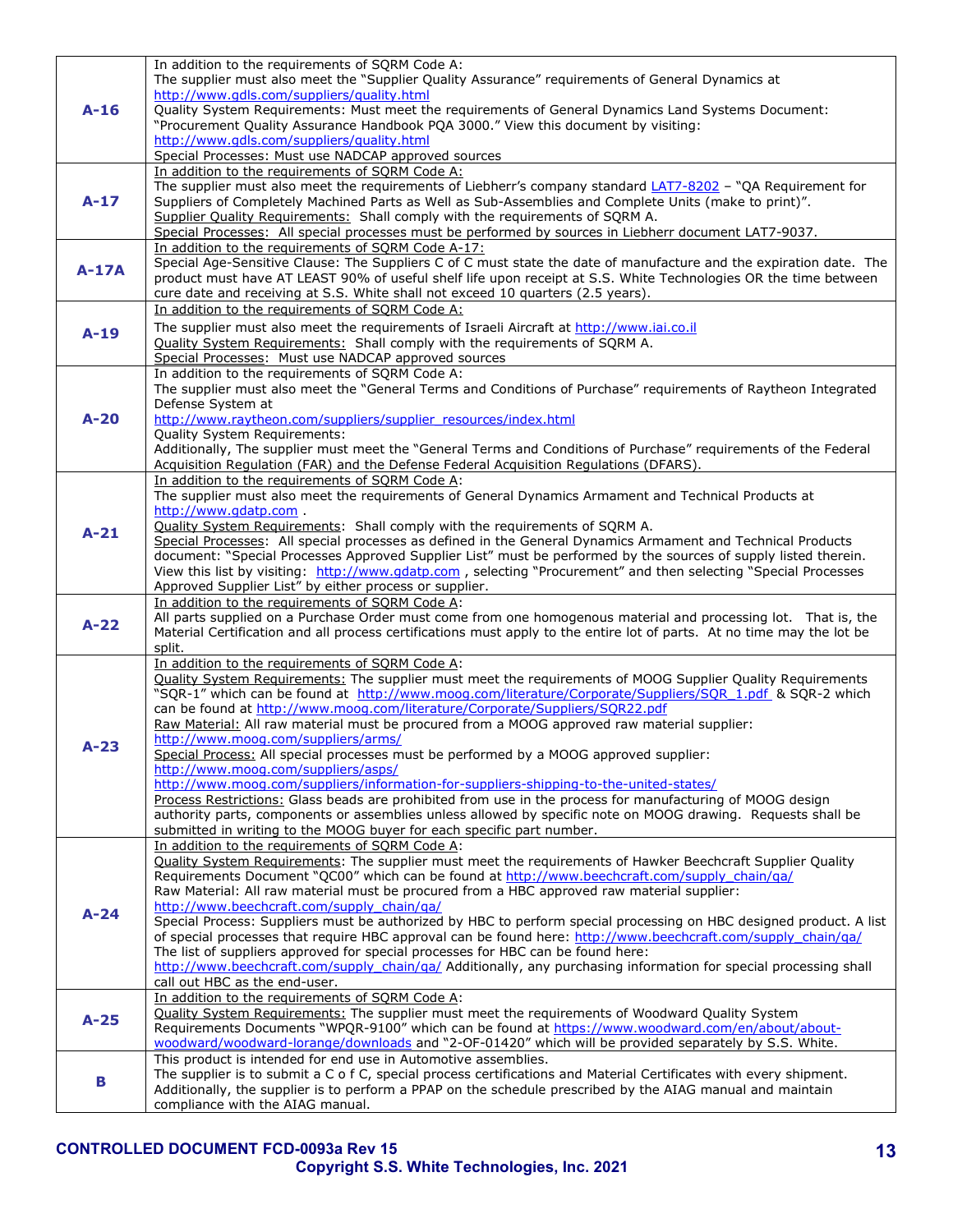| | |
|---|---|
| **A-16** | In addition to the requirements of SQRM Code A:<br>The supplier must also meet the "Supplier Quality Assurance" requirements of General Dynamics at http://www.gdls.com/suppliers/quality.html<br>Quality System Requirements: Must meet the requirements of General Dynamics Land Systems Document: "Procurement Quality Assurance Handbook PQA 3000." View this document by visiting: http://www.gdls.com/suppliers/quality.html<br>Special Processes: Must use NADCAP approved sources |
| **A-17** | In addition to the requirements of SQRM Code A:<br>The supplier must also meet the requirements of Liebherr's company standard LAT7-8202 – "QA Requirement for Suppliers of Completely Machined Parts as Well as Sub-Assemblies and Complete Units (make to print)".<br>Supplier Quality Requirements: Shall comply with the requirements of SQRM A.<br>Special Processes: All special processes must be performed by sources in Liebherr document LAT7-9037. |
| **A-17A** | In addition to the requirements of SQRM Code A-17:<br>Special Age-Sensitive Clause: The Suppliers C of C must state the date of manufacture and the expiration date. The product must have AT LEAST 90% of useful shelf life upon receipt at S.S. White Technologies OR the time between cure date and receiving at S.S. White shall not exceed 10 quarters (2.5 years). |
| **A-19** | In addition to the requirements of SQRM Code A:<br>The supplier must also meet the requirements of Israeli Aircraft at http://www.iai.co.il<br>Quality System Requirements: Shall comply with the requirements of SQRM A.<br>Special Processes: Must use NADCAP approved sources |
| **A-20** | In addition to the requirements of SQRM Code A:<br>The supplier must also meet the "General Terms and Conditions of Purchase" requirements of Raytheon Integrated Defense System at<br>http://www.raytheon.com/suppliers/supplier_resources/index.html<br>Quality System Requirements:<br>Additionally, The supplier must meet the "General Terms and Conditions of Purchase" requirements of the Federal Acquisition Regulation (FAR) and the Defense Federal Acquisition Regulations (DFARS). |
| **A-21** | In addition to the requirements of SQRM Code A:<br>The supplier must also meet the requirements of General Dynamics Armament and Technical Products at http://www.gdatp.com .<br>Quality System Requirements: Shall comply with the requirements of SQRM A.<br>Special Processes: All special processes as defined in the General Dynamics Armament and Technical Products document: "Special Processes Approved Supplier List" must be performed by the sources of supply listed therein. View this list by visiting: http://www.gdatp.com , selecting "Procurement" and then selecting "Special Processes Approved Supplier List" by either process or supplier. |
| **A-22** | In addition to the requirements of SQRM Code A:<br>All parts supplied on a Purchase Order must come from one homogenous material and processing lot. That is, the Material Certification and all process certifications must apply to the entire lot of parts. At no time may the lot be split. |
| **A-23** | In addition to the requirements of SQRM Code A:<br>Quality System Requirements: The supplier must meet the requirements of MOOG Supplier Quality Requirements "SQR-1" which can be found at http://www.moog.com/literature/Corporate/Suppliers/SQR_1.pdf & SQR-2 which can be found at http://www.moog.com/literature/Corporate/Suppliers/SQR22.pdf<br>Raw Material: All raw material must be procured from a MOOG approved raw material supplier: http://www.moog.com/suppliers/arms/<br>Special Process: All special processes must be performed by a MOOG approved supplier: http://www.moog.com/suppliers/asps/<br>http://www.moog.com/suppliers/information-for-suppliers-shipping-to-the-united-states/<br>Process Restrictions: Glass beads are prohibited from use in the process for manufacturing of MOOG design authority parts, components or assemblies unless allowed by specific note on MOOG drawing. Requests shall be submitted in writing to the MOOG buyer for each specific part number. |
| **A-24** | In addition to the requirements of SQRM Code A:<br>Quality System Requirements: The supplier must meet the requirements of Hawker Beechcraft Supplier Quality Requirements Document "QC00" which can be found at http://www.beechcraft.com/supply_chain/qa/<br>Raw Material: All raw material must be procured from a HBC approved raw material supplier: http://www.beechcraft.com/supply_chain/qa/<br>Special Process: Suppliers must be authorized by HBC to perform special processing on HBC designed product. A list of special processes that require HBC approval can be found here: http://www.beechcraft.com/supply_chain/qa/<br>The list of suppliers approved for special processes for HBC can be found here: http://www.beechcraft.com/supply_chain/qa/ Additionally, any purchasing information for special processing shall call out HBC as the end-user. |
| **A-25** | In addition to the requirements of SQRM Code A:<br>Quality System Requirements: The supplier must meet the requirements of Woodward Quality System Requirements Documents "WPQR-9100" which can be found at https://www.woodward.com/en/about/about-woodward/woodward-lorange/downloads and "2-OF-01420" which will be provided separately by S.S. White. |
| **B** | This product is intended for end use in Automotive assemblies.<br>The supplier is to submit a C o f C, special process certifications and Material Certificates with every shipment. Additionally, the supplier is to perform a PPAP on the schedule prescribed by the AIAG manual and maintain compliance with the AIAG manual. |

**CONTROLLED DOCUMENT FCD-0093a Rev 15**
**Copyright S.S. White Technologies, Inc. 2021**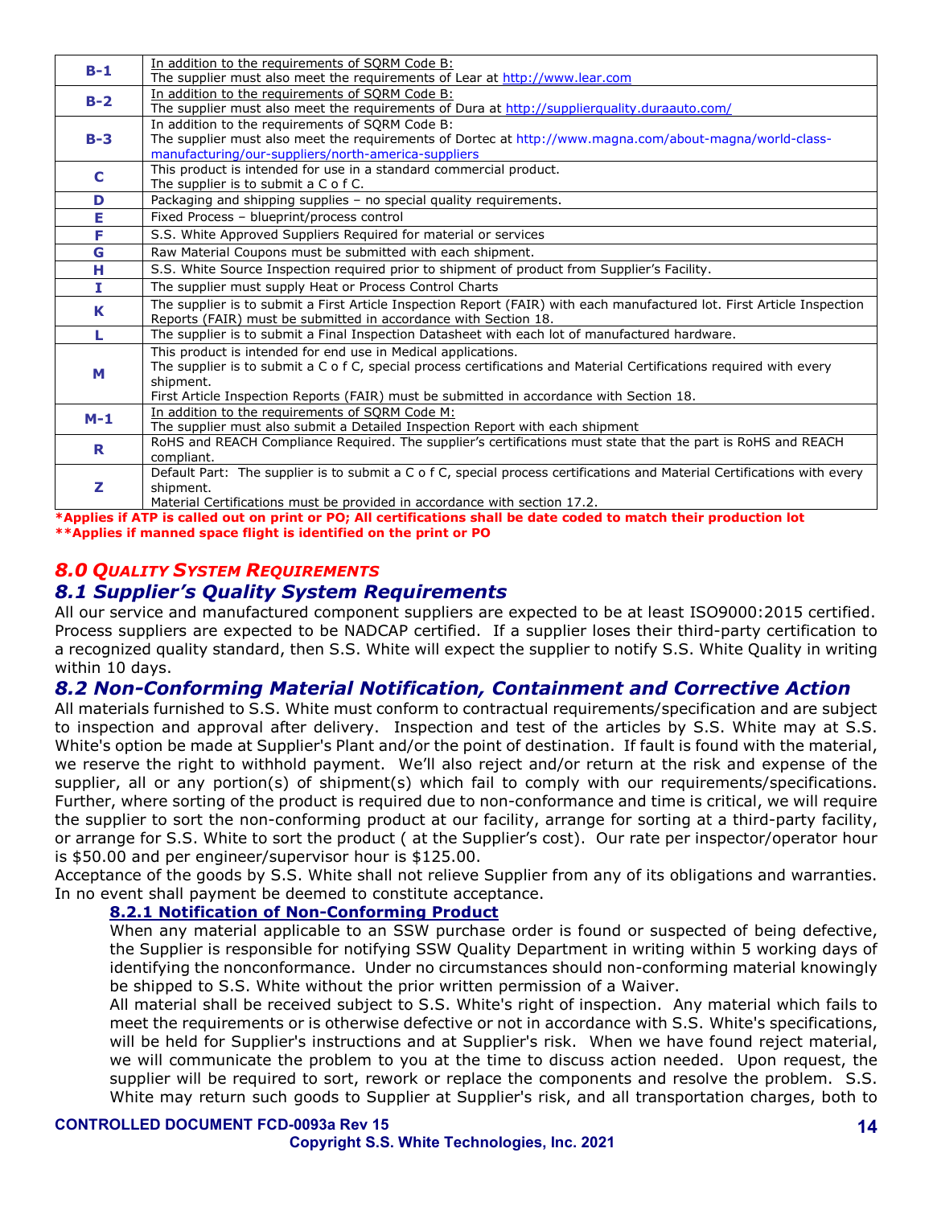| | |
|---|---|
| **B-1** | In addition to the requirements of SQRM Code B:<br>The supplier must also meet the requirements of Lear at http://www.lear.com |
| **B-2** | In addition to the requirements of SQRM Code B:<br>The supplier must also meet the requirements of Dura at http://supplierquality.duraauto.com/ |
| **B-3** | In addition to the requirements of SQRM Code B:<br>The supplier must also meet the requirements of Dortec at http://www.magna.com/about-magna/world-class-manufacturing/our-suppliers/north-america-suppliers |
| **C** | This product is intended for use in a standard commercial product.<br>The supplier is to submit a C o f C. |
| **D** | Packaging and shipping supplies – no special quality requirements. |
| **E** | Fixed Process – blueprint/process control |
| **F** | S.S. White Approved Suppliers Required for material or services |
| **G** | Raw Material Coupons must be submitted with each shipment. |
| **H** | S.S. White Source Inspection required prior to shipment of product from Supplier's Facility. |
| **I** | The supplier must supply Heat or Process Control Charts |
| **K** | The supplier is to submit a First Article Inspection Report (FAIR) with each manufactured lot. First Article Inspection Reports (FAIR) must be submitted in accordance with Section 18. |
| **L** | The supplier is to submit a Final Inspection Datasheet with each lot of manufactured hardware. |
| **M** | This product is intended for end use in Medical applications.<br>The supplier is to submit a C o f C, special process certifications and Material Certifications required with every shipment.<br>First Article Inspection Reports (FAIR) must be submitted in accordance with Section 18. |
| **M-1** | In addition to the requirements of SQRM Code M:<br>The supplier must also submit a Detailed Inspection Report with each shipment |
| **R** | RoHS and REACH Compliance Required. The supplier's certifications must state that the part is RoHS and REACH compliant. |
| **Z** | Default Part: The supplier is to submit a C o f C, special process certifications and Material Certifications with every shipment.<br>Material Certifications must be provided in accordance with section 17.2. |

**\*Applies if ATP is called out on print or PO; All certifications shall be date coded to match their production lot**
**\*\*Applies if manned space flight is identified on the print or PO**

## *8.0 QUALITY SYSTEM REQUIREMENTS*

### *8.1 Supplier's Quality System Requirements*

All our service and manufactured component suppliers are expected to be at least ISO9000:2015 certified. Process suppliers are expected to be NADCAP certified. If a supplier loses their third-party certification to a recognized quality standard, then S.S. White will expect the supplier to notify S.S. White Quality in writing within 10 days.

### *8.2 Non-Conforming Material Notification, Containment and Corrective Action*

All materials furnished to S.S. White must conform to contractual requirements/specification and are subject to inspection and approval after delivery. Inspection and test of the articles by S.S. White may at S.S. White's option be made at Supplier's Plant and/or the point of destination. If fault is found with the material, we reserve the right to withhold payment. We'll also reject and/or return at the risk and expense of the supplier, all or any portion(s) of shipment(s) which fail to comply with our requirements/specifications. Further, where sorting of the product is required due to non-conformance and time is critical, we will require the supplier to sort the non-conforming product at our facility, arrange for sorting at a third-party facility, or arrange for S.S. White to sort the product ( at the Supplier's cost). Our rate per inspector/operator hour is $50.00 and per engineer/supervisor hour is $125.00.

Acceptance of the goods by S.S. White shall not relieve Supplier from any of its obligations and warranties. In no event shall payment be deemed to constitute acceptance.

#### 8.2.1 Notification of Non-Conforming Product

When any material applicable to an SSW purchase order is found or suspected of being defective, the Supplier is responsible for notifying SSW Quality Department in writing within 5 working days of identifying the nonconformance. Under no circumstances should non-conforming material knowingly be shipped to S.S. White without the prior written permission of a Waiver.

All material shall be received subject to S.S. White's right of inspection. Any material which fails to meet the requirements or is otherwise defective or not in accordance with S.S. White's specifications, will be held for Supplier's instructions and at Supplier's risk. When we have found reject material, we will communicate the problem to you at the time to discuss action needed. Upon request, the supplier will be required to sort, rework or replace the components and resolve the problem. S.S. White may return such goods to Supplier at Supplier's risk, and all transportation charges, both to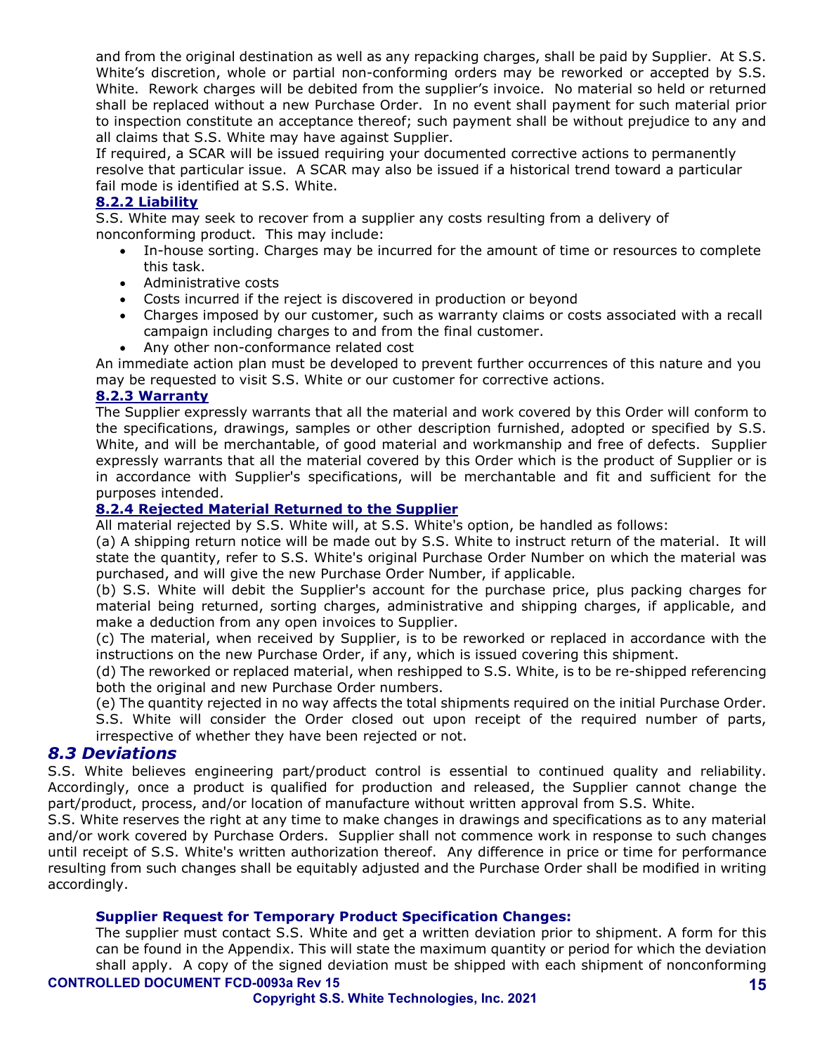and from the original destination as well as any repacking charges, shall be paid by Supplier. At S.S. White's discretion, whole or partial non-conforming orders may be reworked or accepted by S.S. White. Rework charges will be debited from the supplier's invoice. No material so held or returned shall be replaced without a new Purchase Order. In no event shall payment for such material prior to inspection constitute an acceptance thereof; such payment shall be without prejudice to any and all claims that S.S. White may have against Supplier.

If required, a SCAR will be issued requiring your documented corrective actions to permanently resolve that particular issue. A SCAR may also be issued if a historical trend toward a particular fail mode is identified at S.S. White.

#### 8.2.2 Liability

S.S. White may seek to recover from a supplier any costs resulting from a delivery of nonconforming product. This may include:

- In-house sorting. Charges may be incurred for the amount of time or resources to complete this task.
- Administrative costs
- Costs incurred if the reject is discovered in production or beyond
- Charges imposed by our customer, such as warranty claims or costs associated with a recall campaign including charges to and from the final customer.
- Any other non-conformance related cost

An immediate action plan must be developed to prevent further occurrences of this nature and you may be requested to visit S.S. White or our customer for corrective actions.

#### 8.2.3 Warranty

The Supplier expressly warrants that all the material and work covered by this Order will conform to the specifications, drawings, samples or other description furnished, adopted or specified by S.S. White, and will be merchantable, of good material and workmanship and free of defects. Supplier expressly warrants that all the material covered by this Order which is the product of Supplier or is in accordance with Supplier's specifications, will be merchantable and fit and sufficient for the purposes intended.

#### 8.2.4 Rejected Material Returned to the Supplier

All material rejected by S.S. White will, at S.S. White's option, be handled as follows:

(a) A shipping return notice will be made out by S.S. White to instruct return of the material. It will state the quantity, refer to S.S. White's original Purchase Order Number on which the material was purchased, and will give the new Purchase Order Number, if applicable.

(b) S.S. White will debit the Supplier's account for the purchase price, plus packing charges for material being returned, sorting charges, administrative and shipping charges, if applicable, and make a deduction from any open invoices to Supplier.

(c) The material, when received by Supplier, is to be reworked or replaced in accordance with the instructions on the new Purchase Order, if any, which is issued covering this shipment.

(d) The reworked or replaced material, when reshipped to S.S. White, is to be re-shipped referencing both the original and new Purchase Order numbers.

(e) The quantity rejected in no way affects the total shipments required on the initial Purchase Order. S.S. White will consider the Order closed out upon receipt of the required number of parts, irrespective of whether they have been rejected or not.

### *8.3 Deviations*

S.S. White believes engineering part/product control is essential to continued quality and reliability. Accordingly, once a product is qualified for production and released, the Supplier cannot change the part/product, process, and/or location of manufacture without written approval from S.S. White.

S.S. White reserves the right at any time to make changes in drawings and specifications as to any material and/or work covered by Purchase Orders. Supplier shall not commence work in response to such changes until receipt of S.S. White's written authorization thereof. Any difference in price or time for performance resulting from such changes shall be equitably adjusted and the Purchase Order shall be modified in writing accordingly.

**Supplier Request for Temporary Product Specification Changes:**

The supplier must contact S.S. White and get a written deviation prior to shipment. A form for this can be found in the Appendix. This will state the maximum quantity or period for which the deviation shall apply. A copy of the signed deviation must be shipped with each shipment of nonconforming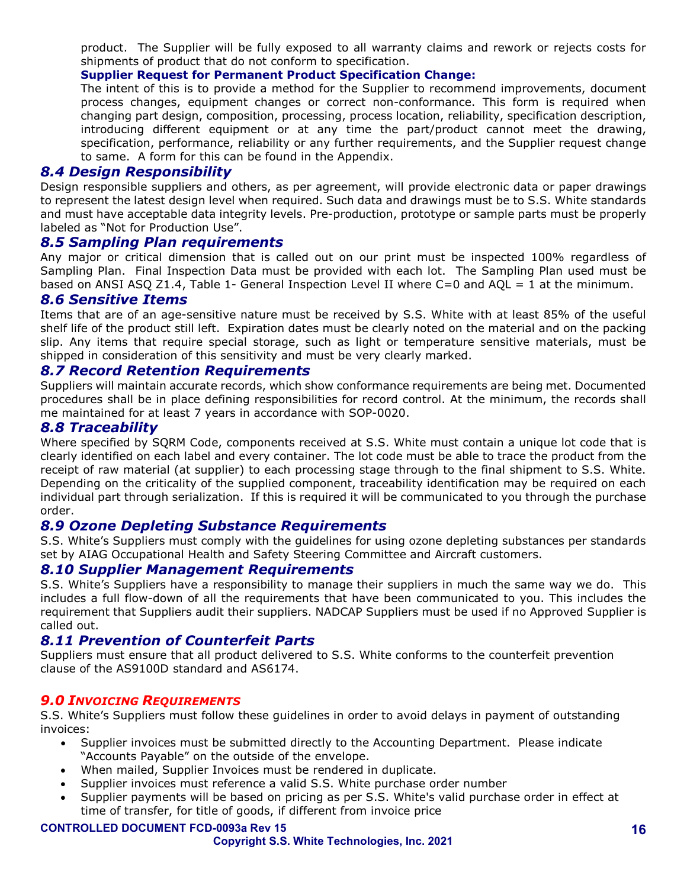product. The Supplier will be fully exposed to all warranty claims and rework or rejects costs for shipments of product that do not conform to specification.

**Supplier Request for Permanent Product Specification Change:**

The intent of this is to provide a method for the Supplier to recommend improvements, document process changes, equipment changes or correct non-conformance. This form is required when changing part design, composition, processing, process location, reliability, specification description, introducing different equipment or at any time the part/product cannot meet the drawing, specification, performance, reliability or any further requirements, and the Supplier request change to same. A form for this can be found in the Appendix.

### *8.4 Design Responsibility*

Design responsible suppliers and others, as per agreement, will provide electronic data or paper drawings to represent the latest design level when required. Such data and drawings must be to S.S. White standards and must have acceptable data integrity levels. Pre-production, prototype or sample parts must be properly labeled as "Not for Production Use".

### *8.5 Sampling Plan requirements*

Any major or critical dimension that is called out on our print must be inspected 100% regardless of Sampling Plan. Final Inspection Data must be provided with each lot. The Sampling Plan used must be based on ANSI ASQ Z1.4, Table 1- General Inspection Level II where C=0 and AQL = 1 at the minimum.

### *8.6 Sensitive Items*

Items that are of an age-sensitive nature must be received by S.S. White with at least 85% of the useful shelf life of the product still left. Expiration dates must be clearly noted on the material and on the packing slip. Any items that require special storage, such as light or temperature sensitive materials, must be shipped in consideration of this sensitivity and must be very clearly marked.

### *8.7 Record Retention Requirements*

Suppliers will maintain accurate records, which show conformance requirements are being met. Documented procedures shall be in place defining responsibilities for record control. At the minimum, the records shall me maintained for at least 7 years in accordance with SOP-0020.

### *8.8 Traceability*

Where specified by SQRM Code, components received at S.S. White must contain a unique lot code that is clearly identified on each label and every container. The lot code must be able to trace the product from the receipt of raw material (at supplier) to each processing stage through to the final shipment to S.S. White. Depending on the criticality of the supplied component, traceability identification may be required on each individual part through serialization. If this is required it will be communicated to you through the purchase order.

### *8.9 Ozone Depleting Substance Requirements*

S.S. White's Suppliers must comply with the guidelines for using ozone depleting substances per standards set by AIAG Occupational Health and Safety Steering Committee and Aircraft customers.

### *8.10 Supplier Management Requirements*

S.S. White's Suppliers have a responsibility to manage their suppliers in much the same way we do. This includes a full flow-down of all the requirements that have been communicated to you. This includes the requirement that Suppliers audit their suppliers. NADCAP Suppliers must be used if no Approved Supplier is called out.

### *8.11 Prevention of Counterfeit Parts*

Suppliers must ensure that all product delivered to S.S. White conforms to the counterfeit prevention clause of the AS9100D standard and AS6174.

## *9.0 Invoicing Requirements*

S.S. White's Suppliers must follow these guidelines in order to avoid delays in payment of outstanding invoices:

- Supplier invoices must be submitted directly to the Accounting Department. Please indicate "Accounts Payable" on the outside of the envelope.
- When mailed, Supplier Invoices must be rendered in duplicate.
- Supplier invoices must reference a valid S.S. White purchase order number
- Supplier payments will be based on pricing as per S.S. White's valid purchase order in effect at time of transfer, for title of goods, if different from invoice price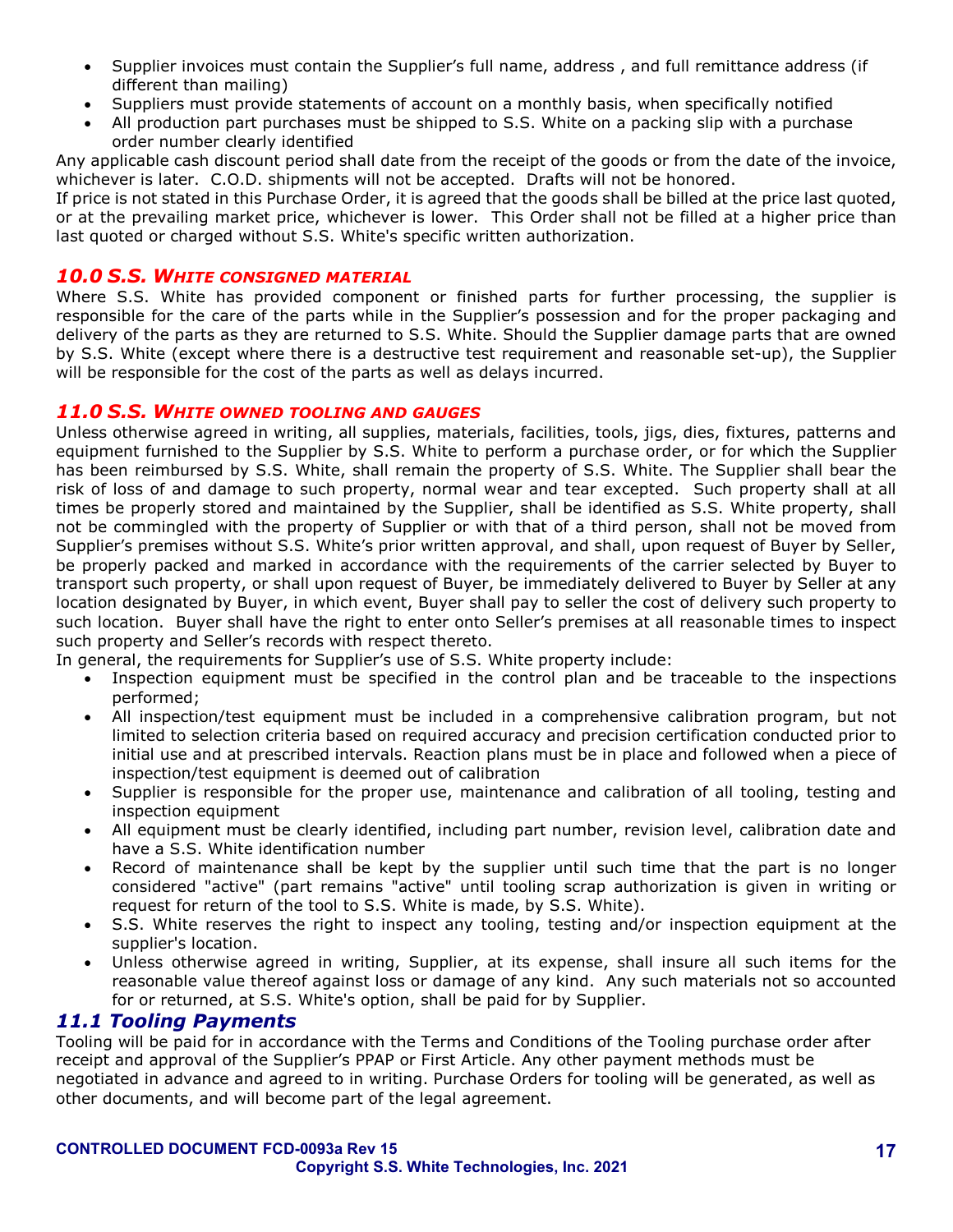- Supplier invoices must contain the Supplier's full name, address , and full remittance address (if different than mailing)
- Suppliers must provide statements of account on a monthly basis, when specifically notified
- All production part purchases must be shipped to S.S. White on a packing slip with a purchase order number clearly identified

Any applicable cash discount period shall date from the receipt of the goods or from the date of the invoice, whichever is later. C.O.D. shipments will not be accepted. Drafts will not be honored.

If price is not stated in this Purchase Order, it is agreed that the goods shall be billed at the price last quoted, or at the prevailing market price, whichever is lower. This Order shall not be filled at a higher price than last quoted or charged without S.S. White's specific written authorization.

### *10.0 S.S. WHITE CONSIGNED MATERIAL*

Where S.S. White has provided component or finished parts for further processing, the supplier is responsible for the care of the parts while in the Supplier's possession and for the proper packaging and delivery of the parts as they are returned to S.S. White. Should the Supplier damage parts that are owned by S.S. White (except where there is a destructive test requirement and reasonable set-up), the Supplier will be responsible for the cost of the parts as well as delays incurred.

### *11.0 S.S. WHITE OWNED TOOLING AND GAUGES*

Unless otherwise agreed in writing, all supplies, materials, facilities, tools, jigs, dies, fixtures, patterns and equipment furnished to the Supplier by S.S. White to perform a purchase order, or for which the Supplier has been reimbursed by S.S. White, shall remain the property of S.S. White. The Supplier shall bear the risk of loss of and damage to such property, normal wear and tear excepted. Such property shall at all times be properly stored and maintained by the Supplier, shall be identified as S.S. White property, shall not be commingled with the property of Supplier or with that of a third person, shall not be moved from Supplier's premises without S.S. White's prior written approval, and shall, upon request of Buyer by Seller, be properly packed and marked in accordance with the requirements of the carrier selected by Buyer to transport such property, or shall upon request of Buyer, be immediately delivered to Buyer by Seller at any location designated by Buyer, in which event, Buyer shall pay to seller the cost of delivery such property to such location. Buyer shall have the right to enter onto Seller's premises at all reasonable times to inspect such property and Seller's records with respect thereto.

In general, the requirements for Supplier's use of S.S. White property include:

- Inspection equipment must be specified in the control plan and be traceable to the inspections performed;
- All inspection/test equipment must be included in a comprehensive calibration program, but not limited to selection criteria based on required accuracy and precision certification conducted prior to initial use and at prescribed intervals. Reaction plans must be in place and followed when a piece of inspection/test equipment is deemed out of calibration
- Supplier is responsible for the proper use, maintenance and calibration of all tooling, testing and inspection equipment
- All equipment must be clearly identified, including part number, revision level, calibration date and have a S.S. White identification number
- Record of maintenance shall be kept by the supplier until such time that the part is no longer considered "active" (part remains "active" until tooling scrap authorization is given in writing or request for return of the tool to S.S. White is made, by S.S. White).
- S.S. White reserves the right to inspect any tooling, testing and/or inspection equipment at the supplier's location.
- Unless otherwise agreed in writing, Supplier, at its expense, shall insure all such items for the reasonable value thereof against loss or damage of any kind. Any such materials not so accounted for or returned, at S.S. White's option, shall be paid for by Supplier.

### *11.1 Tooling Payments*

Tooling will be paid for in accordance with the Terms and Conditions of the Tooling purchase order after receipt and approval of the Supplier's PPAP or First Article. Any other payment methods must be negotiated in advance and agreed to in writing. Purchase Orders for tooling will be generated, as well as other documents, and will become part of the legal agreement.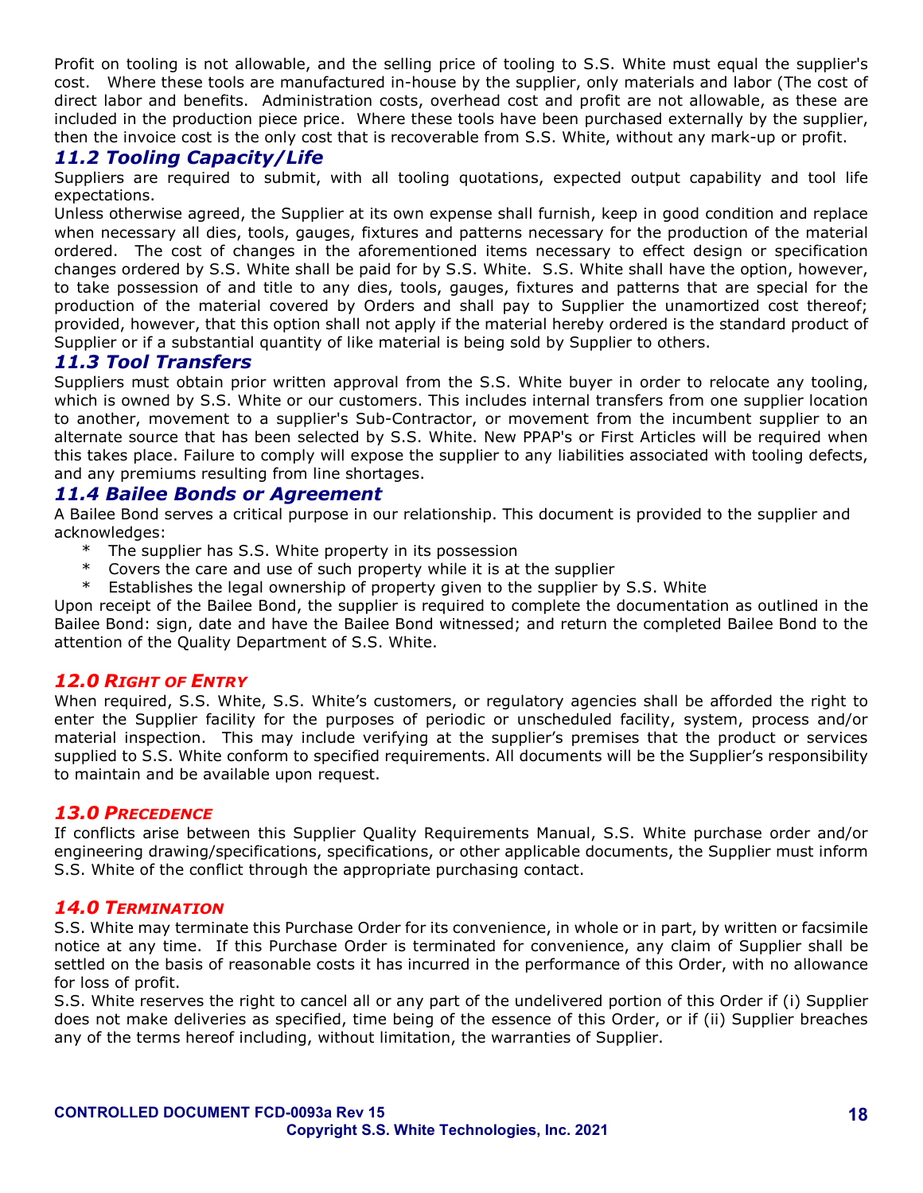Profit on tooling is not allowable, and the selling price of tooling to S.S. White must equal the supplier's cost. Where these tools are manufactured in-house by the supplier, only materials and labor (The cost of direct labor and benefits. Administration costs, overhead cost and profit are not allowable, as these are included in the production piece price. Where these tools have been purchased externally by the supplier, then the invoice cost is the only cost that is recoverable from S.S. White, without any mark-up or profit.

### *11.2 Tooling Capacity/Life*

Suppliers are required to submit, with all tooling quotations, expected output capability and tool life expectations.

Unless otherwise agreed, the Supplier at its own expense shall furnish, keep in good condition and replace when necessary all dies, tools, gauges, fixtures and patterns necessary for the production of the material ordered. The cost of changes in the aforementioned items necessary to effect design or specification changes ordered by S.S. White shall be paid for by S.S. White. S.S. White shall have the option, however, to take possession of and title to any dies, tools, gauges, fixtures and patterns that are special for the production of the material covered by Orders and shall pay to Supplier the unamortized cost thereof; provided, however, that this option shall not apply if the material hereby ordered is the standard product of Supplier or if a substantial quantity of like material is being sold by Supplier to others.

### *11.3 Tool Transfers*

Suppliers must obtain prior written approval from the S.S. White buyer in order to relocate any tooling, which is owned by S.S. White or our customers. This includes internal transfers from one supplier location to another, movement to a supplier's Sub-Contractor, or movement from the incumbent supplier to an alternate source that has been selected by S.S. White. New PPAP's or First Articles will be required when this takes place. Failure to comply will expose the supplier to any liabilities associated with tooling defects, and any premiums resulting from line shortages.

### *11.4 Bailee Bonds or Agreement*

A Bailee Bond serves a critical purpose in our relationship. This document is provided to the supplier and acknowledges:

* The supplier has S.S. White property in its possession
* Covers the care and use of such property while it is at the supplier
* Establishes the legal ownership of property given to the supplier by S.S. White

Upon receipt of the Bailee Bond, the supplier is required to complete the documentation as outlined in the Bailee Bond: sign, date and have the Bailee Bond witnessed; and return the completed Bailee Bond to the attention of the Quality Department of S.S. White.

## *12.0 Right of Entry*

When required, S.S. White, S.S. White's customers, or regulatory agencies shall be afforded the right to enter the Supplier facility for the purposes of periodic or unscheduled facility, system, process and/or material inspection. This may include verifying at the supplier's premises that the product or services supplied to S.S. White conform to specified requirements. All documents will be the Supplier's responsibility to maintain and be available upon request.

## *13.0 Precedence*

If conflicts arise between this Supplier Quality Requirements Manual, S.S. White purchase order and/or engineering drawing/specifications, specifications, or other applicable documents, the Supplier must inform S.S. White of the conflict through the appropriate purchasing contact.

## *14.0 Termination*

S.S. White may terminate this Purchase Order for its convenience, in whole or in part, by written or facsimile notice at any time. If this Purchase Order is terminated for convenience, any claim of Supplier shall be settled on the basis of reasonable costs it has incurred in the performance of this Order, with no allowance for loss of profit.

S.S. White reserves the right to cancel all or any part of the undelivered portion of this Order if (i) Supplier does not make deliveries as specified, time being of the essence of this Order, or if (ii) Supplier breaches any of the terms hereof including, without limitation, the warranties of Supplier.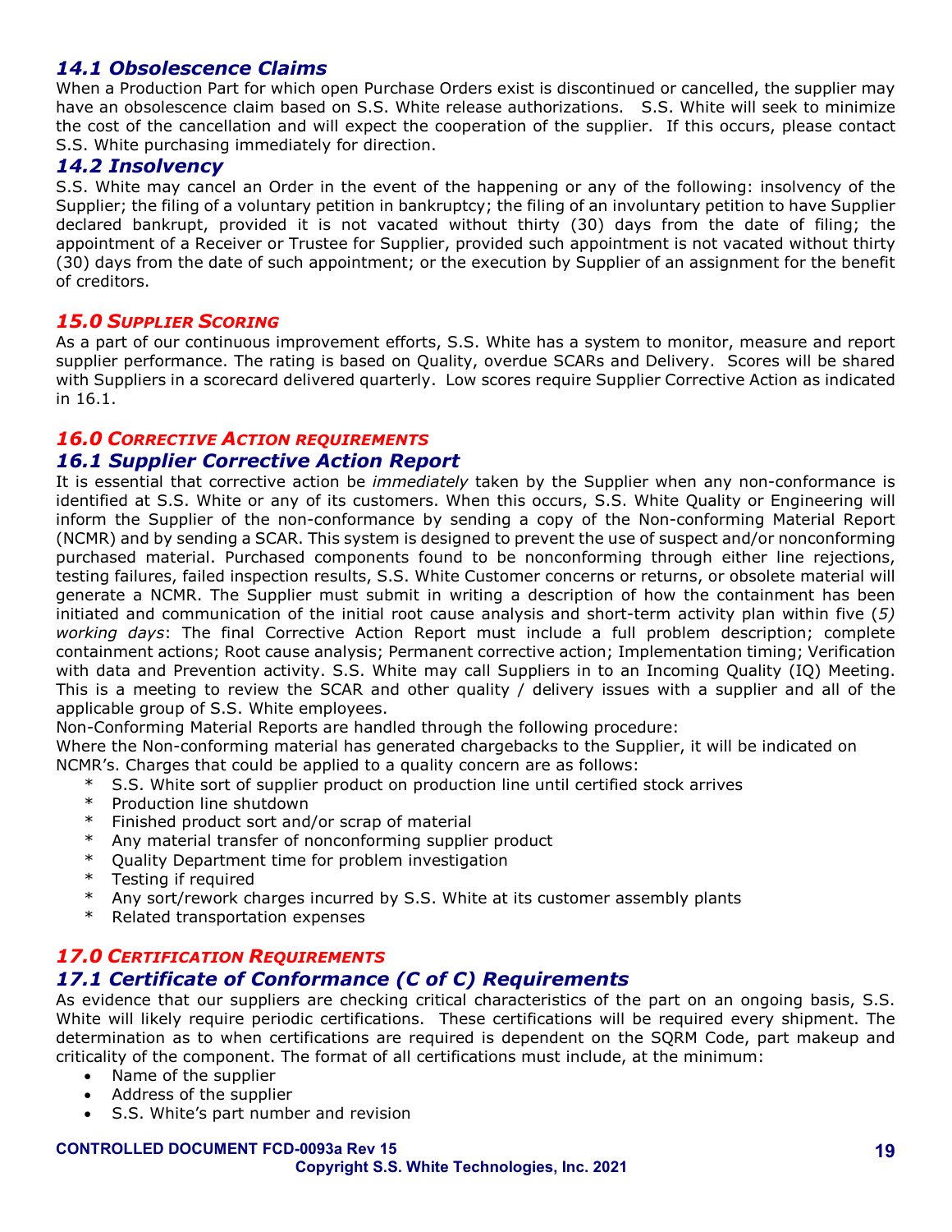### *14.1 Obsolescence Claims*

When a Production Part for which open Purchase Orders exist is discontinued or cancelled, the supplier may have an obsolescence claim based on S.S. White release authorizations. S.S. White will seek to minimize the cost of the cancellation and will expect the cooperation of the supplier. If this occurs, please contact S.S. White purchasing immediately for direction.

### *14.2 Insolvency*

S.S. White may cancel an Order in the event of the happening or any of the following: insolvency of the Supplier; the filing of a voluntary petition in bankruptcy; the filing of an involuntary petition to have Supplier declared bankrupt, provided it is not vacated without thirty (30) days from the date of filing; the appointment of a Receiver or Trustee for Supplier, provided such appointment is not vacated without thirty (30) days from the date of such appointment; or the execution by Supplier of an assignment for the benefit of creditors.

## *15.0 SUPPLIER SCORING*

As a part of our continuous improvement efforts, S.S. White has a system to monitor, measure and report supplier performance. The rating is based on Quality, overdue SCARs and Delivery. Scores will be shared with Suppliers in a scorecard delivered quarterly. Low scores require Supplier Corrective Action as indicated in 16.1.

## *16.0 CORRECTIVE ACTION REQUIREMENTS*

### *16.1 Supplier Corrective Action Report*

It is essential that corrective action be *immediately* taken by the Supplier when any non-conformance is identified at S.S. White or any of its customers. When this occurs, S.S. White Quality or Engineering will inform the Supplier of the non-conformance by sending a copy of the Non-conforming Material Report (NCMR) and by sending a SCAR. This system is designed to prevent the use of suspect and/or nonconforming purchased material. Purchased components found to be nonconforming through either line rejections, testing failures, failed inspection results, S.S. White Customer concerns or returns, or obsolete material will generate a NCMR. The Supplier must submit in writing a description of how the containment has been initiated and communication of the initial root cause analysis and short-term activity plan within five (*5) working days*: The final Corrective Action Report must include a full problem description; complete containment actions; Root cause analysis; Permanent corrective action; Implementation timing; Verification with data and Prevention activity. S.S. White may call Suppliers in to an Incoming Quality (IQ) Meeting. This is a meeting to review the SCAR and other quality / delivery issues with a supplier and all of the applicable group of S.S. White employees.

Non-Conforming Material Reports are handled through the following procedure:

Where the Non-conforming material has generated chargebacks to the Supplier, it will be indicated on NCMR's. Charges that could be applied to a quality concern are as follows:

- S.S. White sort of supplier product on production line until certified stock arrives
- Production line shutdown
- Finished product sort and/or scrap of material
- Any material transfer of nonconforming supplier product
- Quality Department time for problem investigation
- Testing if required
- Any sort/rework charges incurred by S.S. White at its customer assembly plants
- Related transportation expenses

## *17.0 CERTIFICATION REQUIREMENTS*

### *17.1 Certificate of Conformance (C of C) Requirements*

As evidence that our suppliers are checking critical characteristics of the part on an ongoing basis, S.S. White will likely require periodic certifications. These certifications will be required every shipment. The determination as to when certifications are required is dependent on the SQRM Code, part makeup and criticality of the component. The format of all certifications must include, at the minimum:

- Name of the supplier
- Address of the supplier
- S.S. White's part number and revision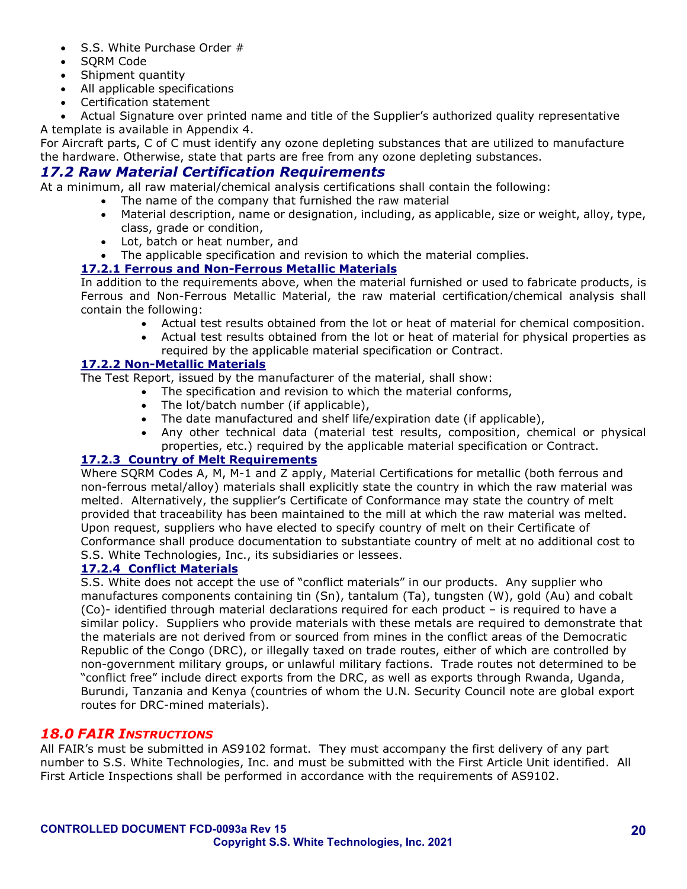- S.S. White Purchase Order #
- SQRM Code
- Shipment quantity
- All applicable specifications
- Certification statement
- Actual Signature over printed name and title of the Supplier's authorized quality representative

A template is available in Appendix 4.

For Aircraft parts, C of C must identify any ozone depleting substances that are utilized to manufacture the hardware. Otherwise, state that parts are free from any ozone depleting substances.

## *17.2 Raw Material Certification Requirements*

At a minimum, all raw material/chemical analysis certifications shall contain the following:

- The name of the company that furnished the raw material
- Material description, name or designation, including, as applicable, size or weight, alloy, type, class, grade or condition,
- Lot, batch or heat number, and
- The applicable specification and revision to which the material complies.

### 17.2.1 Ferrous and Non-Ferrous Metallic Materials

In addition to the requirements above, when the material furnished or used to fabricate products, is Ferrous and Non-Ferrous Metallic Material, the raw material certification/chemical analysis shall contain the following:

- Actual test results obtained from the lot or heat of material for chemical composition.
- Actual test results obtained from the lot or heat of material for physical properties as required by the applicable material specification or Contract.

### 17.2.2 Non-Metallic Materials

The Test Report, issued by the manufacturer of the material, shall show:

- The specification and revision to which the material conforms,
- The lot/batch number (if applicable),
- The date manufactured and shelf life/expiration date (if applicable),
- Any other technical data (material test results, composition, chemical or physical properties, etc.) required by the applicable material specification or Contract.

### 17.2.3 Country of Melt Requirements

Where SQRM Codes A, M, M-1 and Z apply, Material Certifications for metallic (both ferrous and non-ferrous metal/alloy) materials shall explicitly state the country in which the raw material was melted. Alternatively, the supplier's Certificate of Conformance may state the country of melt provided that traceability has been maintained to the mill at which the raw material was melted. Upon request, suppliers who have elected to specify country of melt on their Certificate of Conformance shall produce documentation to substantiate country of melt at no additional cost to S.S. White Technologies, Inc., its subsidiaries or lessees.

### 17.2.4 Conflict Materials

S.S. White does not accept the use of "conflict materials" in our products. Any supplier who manufactures components containing tin (Sn), tantalum (Ta), tungsten (W), gold (Au) and cobalt (Co)- identified through material declarations required for each product – is required to have a similar policy. Suppliers who provide materials with these metals are required to demonstrate that the materials are not derived from or sourced from mines in the conflict areas of the Democratic Republic of the Congo (DRC), or illegally taxed on trade routes, either of which are controlled by non-government military groups, or unlawful military factions. Trade routes not determined to be "conflict free" include direct exports from the DRC, as well as exports through Rwanda, Uganda, Burundi, Tanzania and Kenya (countries of whom the U.N. Security Council note are global export routes for DRC-mined materials).

## *18.0 FAIR Instructions*

All FAIR's must be submitted in AS9102 format. They must accompany the first delivery of any part number to S.S. White Technologies, Inc. and must be submitted with the First Article Unit identified. All First Article Inspections shall be performed in accordance with the requirements of AS9102.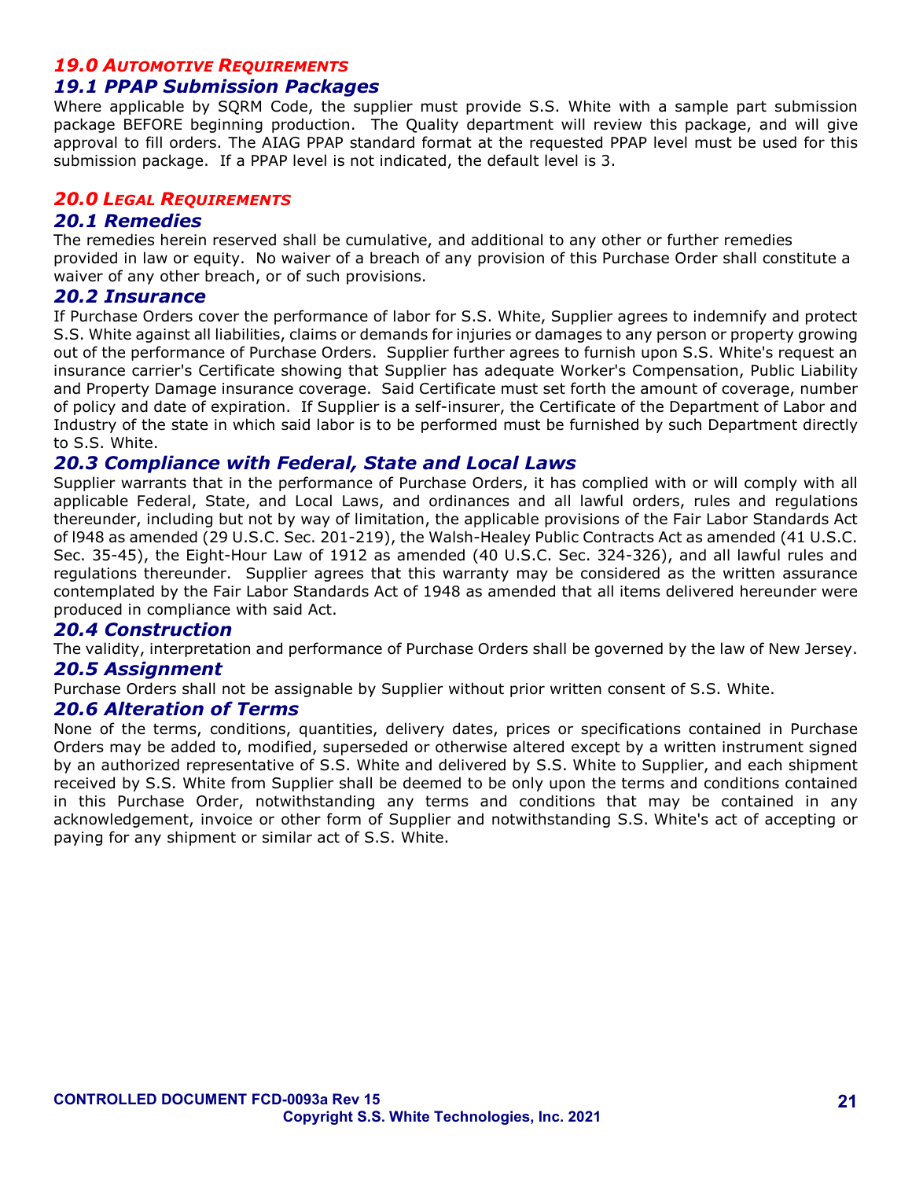## *19.0 AUTOMOTIVE REQUIREMENTS*

### *19.1 PPAP Submission Packages*

Where applicable by SQRM Code, the supplier must provide S.S. White with a sample part submission package BEFORE beginning production. The Quality department will review this package, and will give approval to fill orders. The AIAG PPAP standard format at the requested PPAP level must be used for this submission package. If a PPAP level is not indicated, the default level is 3.

## *20.0 LEGAL REQUIREMENTS*

### *20.1 Remedies*

The remedies herein reserved shall be cumulative, and additional to any other or further remedies provided in law or equity. No waiver of a breach of any provision of this Purchase Order shall constitute a waiver of any other breach, or of such provisions.

### *20.2 Insurance*

If Purchase Orders cover the performance of labor for S.S. White, Supplier agrees to indemnify and protect S.S. White against all liabilities, claims or demands for injuries or damages to any person or property growing out of the performance of Purchase Orders. Supplier further agrees to furnish upon S.S. White's request an insurance carrier's Certificate showing that Supplier has adequate Worker's Compensation, Public Liability and Property Damage insurance coverage. Said Certificate must set forth the amount of coverage, number of policy and date of expiration. If Supplier is a self-insurer, the Certificate of the Department of Labor and Industry of the state in which said labor is to be performed must be furnished by such Department directly to S.S. White.

### *20.3 Compliance with Federal, State and Local Laws*

Supplier warrants that in the performance of Purchase Orders, it has complied with or will comply with all applicable Federal, State, and Local Laws, and ordinances and all lawful orders, rules and regulations thereunder, including but not by way of limitation, the applicable provisions of the Fair Labor Standards Act of l948 as amended (29 U.S.C. Sec. 201-219), the Walsh-Healey Public Contracts Act as amended (41 U.S.C. Sec. 35-45), the Eight-Hour Law of 1912 as amended (40 U.S.C. Sec. 324-326), and all lawful rules and regulations thereunder. Supplier agrees that this warranty may be considered as the written assurance contemplated by the Fair Labor Standards Act of 1948 as amended that all items delivered hereunder were produced in compliance with said Act.

### *20.4 Construction*

The validity, interpretation and performance of Purchase Orders shall be governed by the law of New Jersey.

### *20.5 Assignment*

Purchase Orders shall not be assignable by Supplier without prior written consent of S.S. White.

### *20.6 Alteration of Terms*

None of the terms, conditions, quantities, delivery dates, prices or specifications contained in Purchase Orders may be added to, modified, superseded or otherwise altered except by a written instrument signed by an authorized representative of S.S. White and delivered by S.S. White to Supplier, and each shipment received by S.S. White from Supplier shall be deemed to be only upon the terms and conditions contained in this Purchase Order, notwithstanding any terms and conditions that may be contained in any acknowledgement, invoice or other form of Supplier and notwithstanding S.S. White's act of accepting or paying for any shipment or similar act of S.S. White.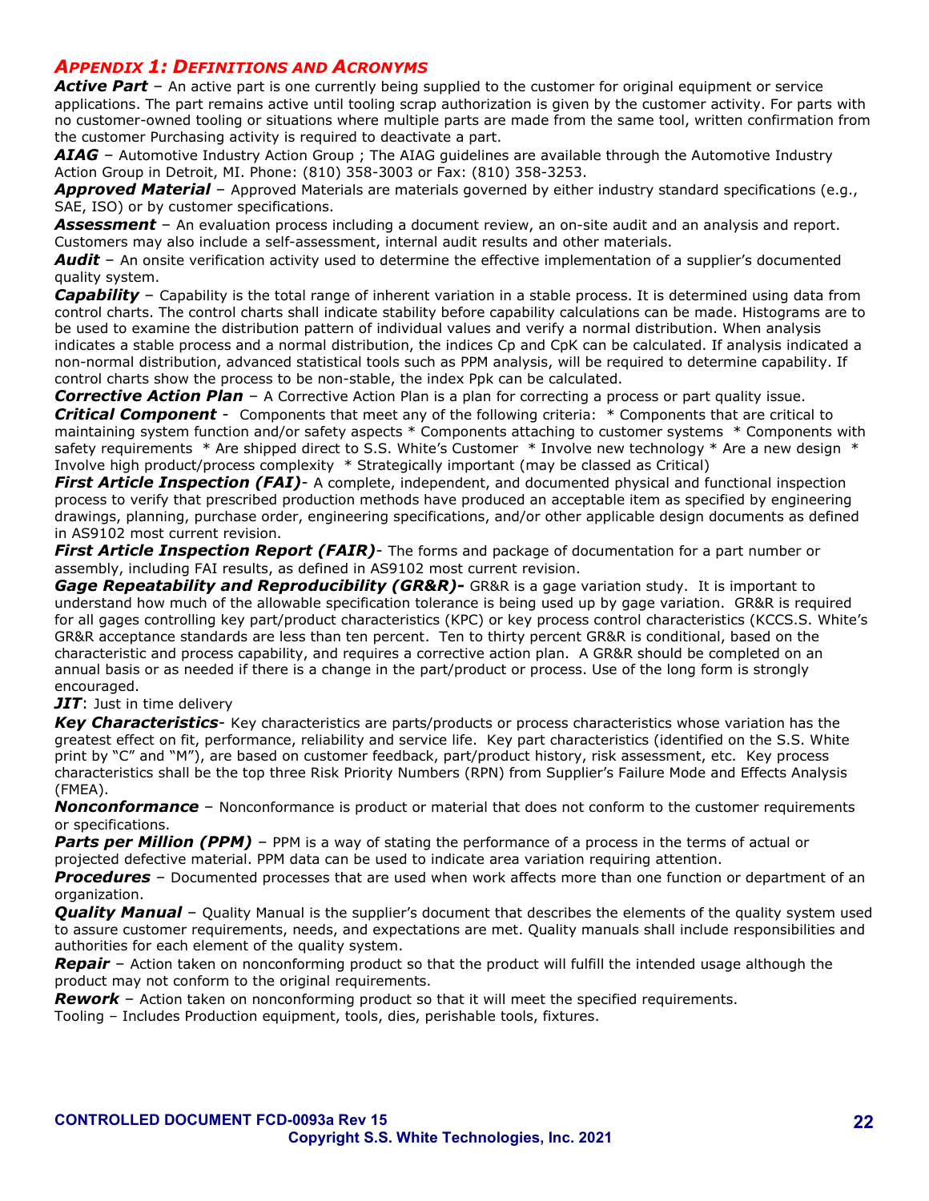## *Appendix 1: Definitions and Acronyms*

***Active Part*** – An active part is one currently being supplied to the customer for original equipment or service applications. The part remains active until tooling scrap authorization is given by the customer activity. For parts with no customer-owned tooling or situations where multiple parts are made from the same tool, written confirmation from the customer Purchasing activity is required to deactivate a part.

***AIAG*** – Automotive Industry Action Group ; The AIAG guidelines are available through the Automotive Industry Action Group in Detroit, MI. Phone: (810) 358-3003 or Fax: (810) 358-3253.

***Approved Material*** – Approved Materials are materials governed by either industry standard specifications (e.g., SAE, ISO) or by customer specifications.

***Assessment*** – An evaluation process including a document review, an on-site audit and an analysis and report. Customers may also include a self-assessment, internal audit results and other materials.

***Audit*** – An onsite verification activity used to determine the effective implementation of a supplier's documented quality system.

***Capability*** – Capability is the total range of inherent variation in a stable process. It is determined using data from control charts. The control charts shall indicate stability before capability calculations can be made. Histograms are to be used to examine the distribution pattern of individual values and verify a normal distribution. When analysis indicates a stable process and a normal distribution, the indices Cp and CpK can be calculated. If analysis indicated a non-normal distribution, advanced statistical tools such as PPM analysis, will be required to determine capability. If control charts show the process to be non-stable, the index Ppk can be calculated.

***Corrective Action Plan*** – A Corrective Action Plan is a plan for correcting a process or part quality issue.

***Critical Component*** - Components that meet any of the following criteria: * Components that are critical to maintaining system function and/or safety aspects * Components attaching to customer systems * Components with safety requirements * Are shipped direct to S.S. White's Customer * Involve new technology * Are a new design * Involve high product/process complexity * Strategically important (may be classed as Critical)

***First Article Inspection (FAI)***- A complete, independent, and documented physical and functional inspection process to verify that prescribed production methods have produced an acceptable item as specified by engineering drawings, planning, purchase order, engineering specifications, and/or other applicable design documents as defined in AS9102 most current revision.

***First Article Inspection Report (FAIR)***- The forms and package of documentation for a part number or assembly, including FAI results, as defined in AS9102 most current revision.

***Gage Repeatability and Reproducibility (GR&R)-*** GR&R is a gage variation study. It is important to understand how much of the allowable specification tolerance is being used up by gage variation. GR&R is required for all gages controlling key part/product characteristics (KPC) or key process control characteristics (KCCS.S. White's GR&R acceptance standards are less than ten percent. Ten to thirty percent GR&R is conditional, based on the characteristic and process capability, and requires a corrective action plan. A GR&R should be completed on an annual basis or as needed if there is a change in the part/product or process. Use of the long form is strongly encouraged.

***JIT***: Just in time delivery

***Key Characteristics***- Key characteristics are parts/products or process characteristics whose variation has the greatest effect on fit, performance, reliability and service life. Key part characteristics (identified on the S.S. White print by "C" and "M"), are based on customer feedback, part/product history, risk assessment, etc. Key process characteristics shall be the top three Risk Priority Numbers (RPN) from Supplier's Failure Mode and Effects Analysis (FMEA).

***Nonconformance*** – Nonconformance is product or material that does not conform to the customer requirements or specifications.

***Parts per Million (PPM)*** – PPM is a way of stating the performance of a process in the terms of actual or projected defective material. PPM data can be used to indicate area variation requiring attention.

***Procedures*** – Documented processes that are used when work affects more than one function or department of an organization.

***Quality Manual*** – Quality Manual is the supplier's document that describes the elements of the quality system used to assure customer requirements, needs, and expectations are met. Quality manuals shall include responsibilities and authorities for each element of the quality system.

***Repair*** – Action taken on nonconforming product so that the product will fulfill the intended usage although the product may not conform to the original requirements.

***Rework*** – Action taken on nonconforming product so that it will meet the specified requirements.

Tooling – Includes Production equipment, tools, dies, perishable tools, fixtures.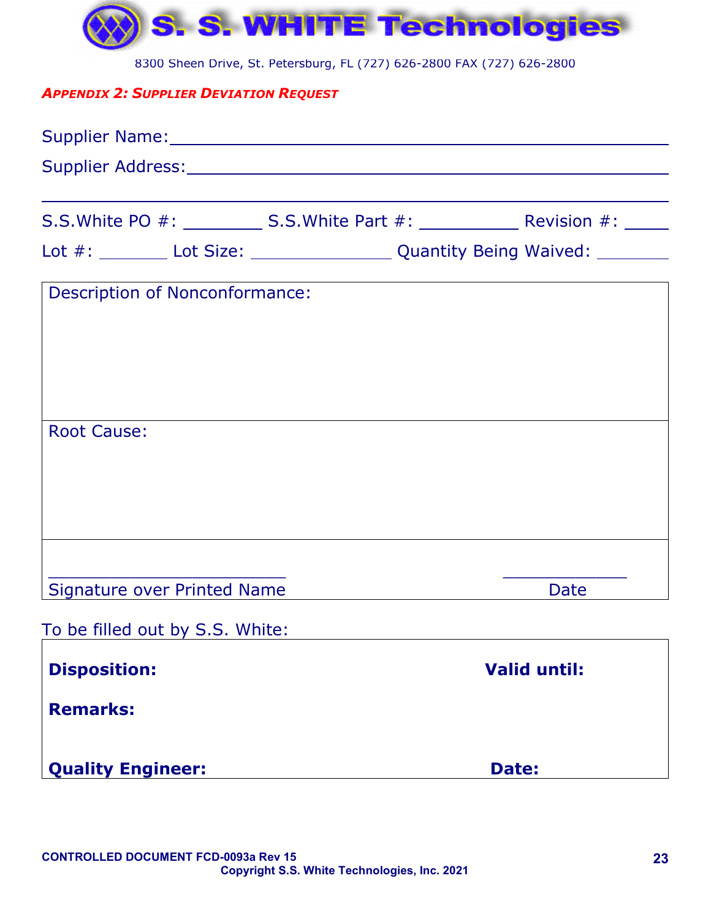# S. S. WHITE Technologies

8300 Sheen Drive, St. Petersburg, FL (727) 626-2800 FAX (727) 626-2800

## *Appendix 2: Supplier Deviation Request*

Supplier Name:_______________________________________________

Supplier Address:_____________________________________________

_______________________________________________________________

S.S.White PO #: ________ S.S.White Part #: __________ Revision #: _____

Lot #: _______ Lot Size: ______________ Quantity Being Waived: ________

| Description of Nonconformance: |
|---|
| Root Cause: |
| ________________________ Signature over Printed Name &nbsp;&nbsp;&nbsp;&nbsp; ____________ Date |

To be filled out by S.S. White:

| | |
|---|---|
| **Disposition:** | **Valid until:** |
| **Remarks:** | |
| **Quality Engineer:** | **Date:** |

**CONTROLLED DOCUMENT FCD-0093a Rev 15**
**Copyright S.S. White Technologies, Inc. 2021**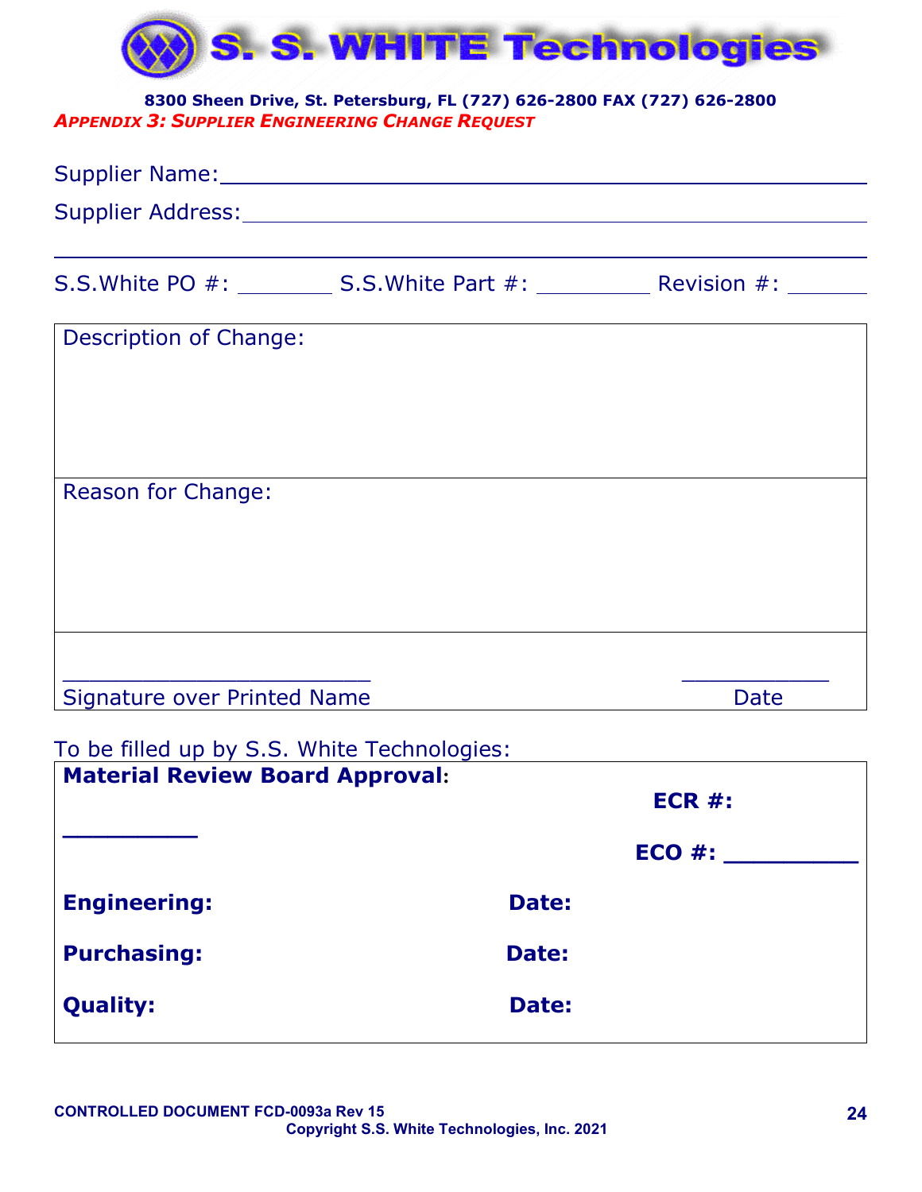**S. S. WHITE Technologies**

**8300 Sheen Drive, St. Petersburg, FL (727) 626-2800 FAX (727) 626-2800**

***APPENDIX 3: SUPPLIER ENGINEERING CHANGE REQUEST***

Supplier Name:_______________________________________________

Supplier Address:_____________________________________________

_____________________________________________________________

S.S.White PO #: ________ S.S.White Part #: _________ Revision #: _______

| Description of Change: |
|---|
| Reason for Change: |
| ________________________ Signature over Printed Name &nbsp;&nbsp;&nbsp;&nbsp;&nbsp;&nbsp;&nbsp;&nbsp; ___________ Date |

To be filled up by S.S. White Technologies:

| | |
|---|---|
| **Material Review Board Approval**: | **ECR #:** |
| _________ | **ECO #: _________** |
| **Engineering:** | **Date:** |
| **Purchasing:** | **Date:** |
| **Quality:** | **Date:** |

**CONTROLLED DOCUMENT FCD-0093a Rev 15**

**Copyright S.S. White Technologies, Inc. 2021**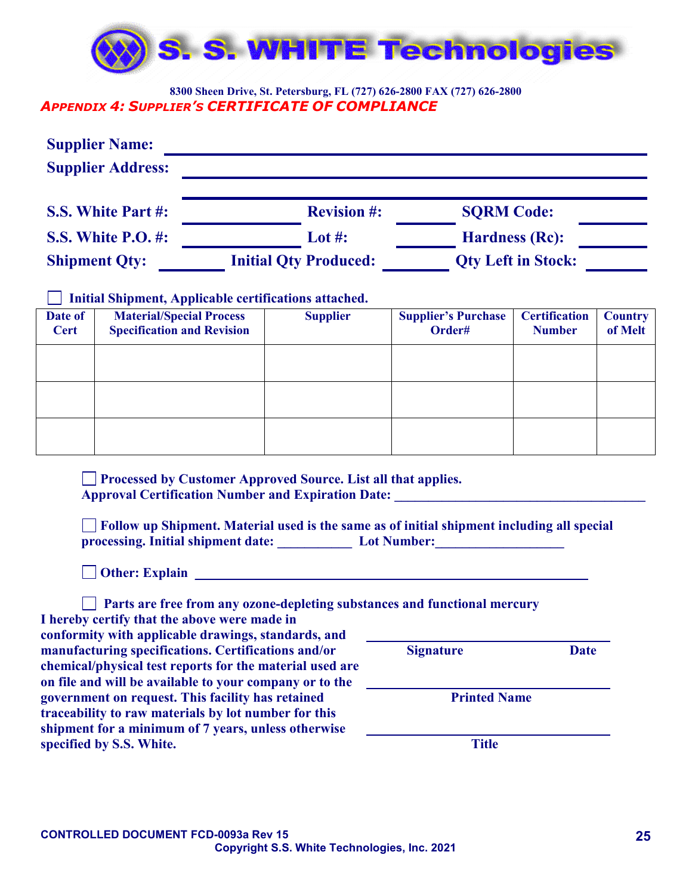# S. S. WHITE Technologies

**8300 Sheen Drive, St. Petersburg, FL (727) 626-2800 FAX (727) 626-2800**

## *APPENDIX 4: SUPPLIER'S CERTIFICATE OF COMPLIANCE*

**Supplier Name:** ______________________________

**Supplier Address:** ______________________________

______________________________

**S.S. White Part #:** __________ **Revision #:** __________ **SQRM Code:** __________

**S.S. White P.O. #:** __________ **Lot #:** __________ **Hardness (Rc):** __________

**Shipment Qty:** __________ **Initial Qty Produced:** __________ **Qty Left in Stock:** __________

☐ **Initial Shipment, Applicable certifications attached.**

| Date of Cert | Material/Special Process Specification and Revision | Supplier | Supplier's Purchase Order# | Certification Number | Country of Melt |
|---|---|---|---|---|---|
| | | | | | |
| | | | | | |
| | | | | | |

☐ **Processed by Customer Approved Source. List all that applies.**
**Approval Certification Number and Expiration Date:** ______________________________

☐ **Follow up Shipment. Material used is the same as of initial shipment including all special processing. Initial shipment date:** __________ **Lot Number:** __________________

☐ **Other: Explain** ______________________________

☐ **Parts are free from any ozone-depleting substances and functional mercury**

**I hereby certify that the above were made in conformity with applicable drawings, standards, and manufacturing specifications. Certifications and/or chemical/physical test reports for the material used are on file and will be available to your company or to the government on request. This facility has retained traceability to raw materials by lot number for this shipment for a minimum of 7 years, unless otherwise specified by S.S. White.**

______________________________
**Signature** **Date**

______________________________
**Printed Name**

______________________________
**Title**

**CONTROLLED DOCUMENT FCD-0093a Rev 15**
**Copyright S.S. White Technologies, Inc. 2021**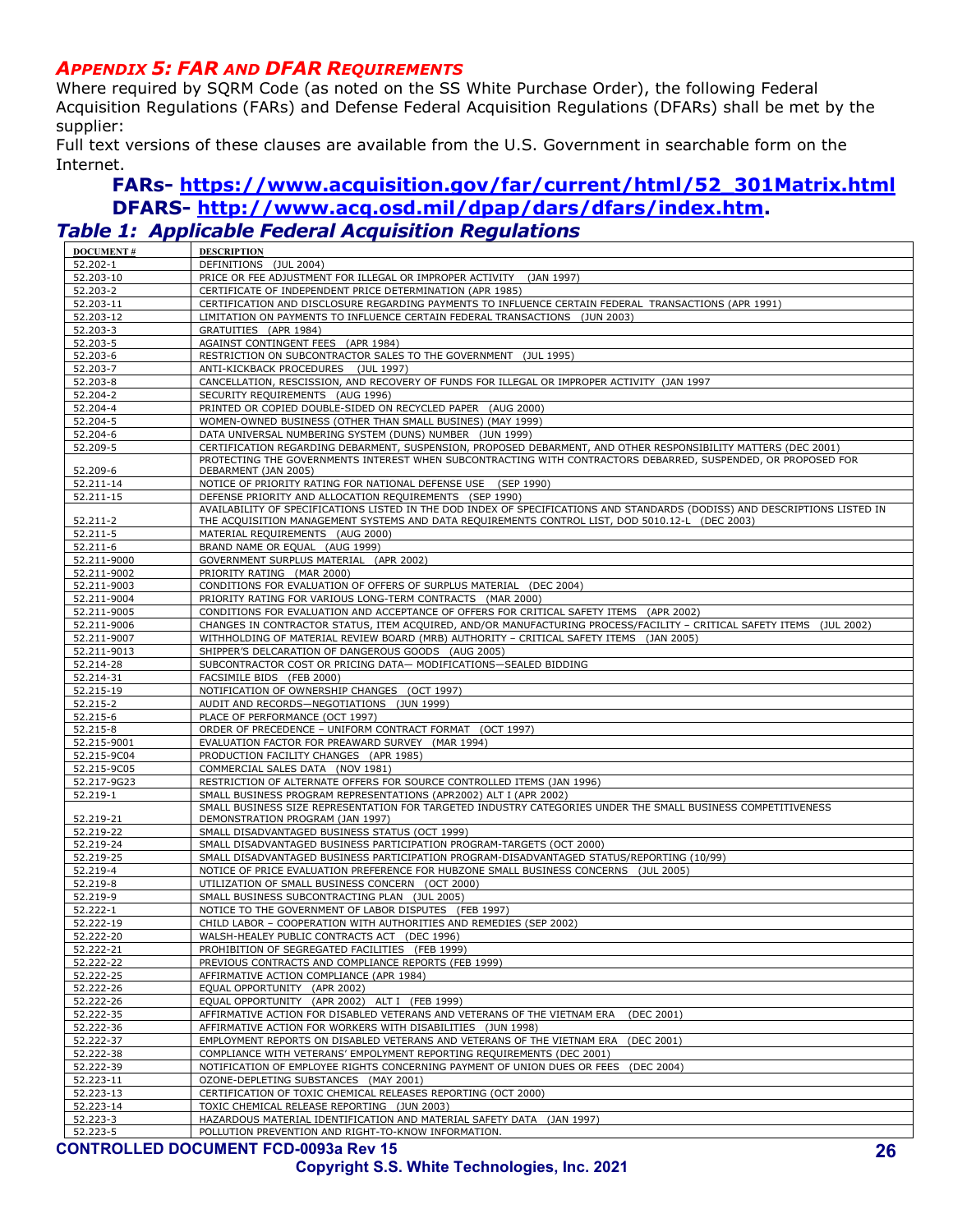## *APPENDIX 5: FAR AND DFAR REQUIREMENTS*

Where required by SQRM Code (as noted on the SS White Purchase Order), the following Federal Acquisition Regulations (FARs) and Defense Federal Acquisition Regulations (DFARs) shall be met by the supplier:

Full text versions of these clauses are available from the U.S. Government in searchable form on the Internet.

**FARs- https://www.acquisition.gov/far/current/html/52_301Matrix.html**
**DFARS- http://www.acq.osd.mil/dpap/dars/dfars/index.htm.**

### *Table 1: Applicable Federal Acquisition Regulations*

| DOCUMENT # | DESCRIPTION |
|---|---|
| 52.202-1 | DEFINITIONS (JUL 2004) |
| 52.203-10 | PRICE OR FEE ADJUSTMENT FOR ILLEGAL OR IMPROPER ACTIVITY (JAN 1997) |
| 52.203-2 | CERTIFICATE OF INDEPENDENT PRICE DETERMINATION (APR 1985) |
| 52.203-11 | CERTIFICATION AND DISCLOSURE REGARDING PAYMENTS TO INFLUENCE CERTAIN FEDERAL TRANSACTIONS (APR 1991) |
| 52.203-12 | LIMITATION ON PAYMENTS TO INFLUENCE CERTAIN FEDERAL TRANSACTIONS (JUN 2003) |
| 52.203-3 | GRATUITIES (APR 1984) |
| 52.203-5 | AGAINST CONTINGENT FEES (APR 1984) |
| 52.203-6 | RESTRICTION ON SUBCONTRACTOR SALES TO THE GOVERNMENT (JUL 1995) |
| 52.203-7 | ANTI-KICKBACK PROCEDURES (JUL 1997) |
| 52.203-8 | CANCELLATION, RESCISSION, AND RECOVERY OF FUNDS FOR ILLEGAL OR IMPROPER ACTIVITY (JAN 1997 |
| 52.204-2 | SECURITY REQUIREMENTS (AUG 1996) |
| 52.204-4 | PRINTED OR COPIED DOUBLE-SIDED ON RECYCLED PAPER (AUG 2000) |
| 52.204-5 | WOMEN-OWNED BUSINESS (OTHER THAN SMALL BUSINES) (MAY 1999) |
| 52.204-6 | DATA UNIVERSAL NUMBERING SYSTEM (DUNS) NUMBER (JUN 1999) |
| 52.209-5 | CERTIFICATION REGARDING DEBARMENT, SUSPENSION, PROPOSED DEBARMENT, AND OTHER RESPONSIBILITY MATTERS (DEC 2001) |
| 52.209-6 | PROTECTING THE GOVERNMENTS INTEREST WHEN SUBCONTRACTING WITH CONTRACTORS DEBARRED, SUSPENDED, OR PROPOSED FOR DEBARMENT (JAN 2005) |
| 52.211-14 | NOTICE OF PRIORITY RATING FOR NATIONAL DEFENSE USE (SEP 1990) |
| 52.211-15 | DEFENSE PRIORITY AND ALLOCATION REQUIREMENTS (SEP 1990) |
| 52.211-2 | AVAILABILITY OF SPECIFICATIONS LISTED IN THE DOD INDEX OF SPECIFICATIONS AND STANDARDS (DODISS) AND DESCRIPTIONS LISTED IN THE ACQUISITION MANAGEMENT SYSTEMS AND DATA REQUIREMENTS CONTROL LIST, DOD 5010.12-L (DEC 2003) |
| 52.211-5 | MATERIAL REQUIREMENTS (AUG 2000) |
| 52.211-6 | BRAND NAME OR EQUAL (AUG 1999) |
| 52.211-9000 | GOVERNMENT SURPLUS MATERIAL (APR 2002) |
| 52.211-9002 | PRIORITY RATING (MAR 2000) |
| 52.211-9003 | CONDITIONS FOR EVALUATION OF OFFERS OF SURPLUS MATERIAL (DEC 2004) |
| 52.211-9004 | PRIORITY RATING FOR VARIOUS LONG-TERM CONTRACTS (MAR 2000) |
| 52.211-9005 | CONDITIONS FOR EVALUATION AND ACCEPTANCE OF OFFERS FOR CRITICAL SAFETY ITEMS (APR 2002) |
| 52.211-9006 | CHANGES IN CONTRACTOR STATUS, ITEM ACQUIRED, AND/OR MANUFACTURING PROCESS/FACILITY – CRITICAL SAFETY ITEMS (JUL 2002) |
| 52.211-9007 | WITHHOLDING OF MATERIAL REVIEW BOARD (MRB) AUTHORITY – CRITICAL SAFETY ITEMS (JAN 2005) |
| 52.211-9013 | SHIPPER'S DELCARATION OF DANGEROUS GOODS (AUG 2005) |
| 52.214-28 | SUBCONTRACTOR COST OR PRICING DATA— MODIFICATIONS—SEALED BIDDING |
| 52.214-31 | FACSIMILE BIDS (FEB 2000) |
| 52.215-19 | NOTIFICATION OF OWNERSHIP CHANGES (OCT 1997) |
| 52.215-2 | AUDIT AND RECORDS—NEGOTIATIONS (JUN 1999) |
| 52.215-6 | PLACE OF PERFORMANCE (OCT 1997) |
| 52.215-8 | ORDER OF PRECEDENCE – UNIFORM CONTRACT FORMAT (OCT 1997) |
| 52.215-9001 | EVALUATION FACTOR FOR PREAWARD SURVEY (MAR 1994) |
| 52.215-9C04 | PRODUCTION FACILITY CHANGES (APR 1985) |
| 52.215-9C05 | COMMERCIAL SALES DATA (NOV 1981) |
| 52.217-9G23 | RESTRICTION OF ALTERNATE OFFERS FOR SOURCE CONTROLLED ITEMS (JAN 1996) |
| 52.219-1 | SMALL BUSINESS PROGRAM REPRESENTATIONS (APR2002) ALT I (APR 2002) |
| 52.219-21 | SMALL BUSINESS SIZE REPRESENTATION FOR TARGETED INDUSTRY CATEGORIES UNDER THE SMALL BUSINESS COMPETITIVENESS DEMONSTRATION PROGRAM (JAN 1997) |
| 52.219-22 | SMALL DISADVANTAGED BUSINESS STATUS (OCT 1999) |
| 52.219-24 | SMALL DISADVANTAGED BUSINESS PARTICIPATION PROGRAM-TARGETS (OCT 2000) |
| 52.219-25 | SMALL DISADVANTAGED BUSINESS PARTICIPATION PROGRAM-DISADVANTAGED STATUS/REPORTING (10/99) |
| 52.219-4 | NOTICE OF PRICE EVALUATION PREFERENCE FOR HUBZONE SMALL BUSINESS CONCERNS (JUL 2005) |
| 52.219-8 | UTILIZATION OF SMALL BUSINESS CONCERN (OCT 2000) |
| 52.219-9 | SMALL BUSINESS SUBCONTRACTING PLAN (JUL 2005) |
| 52.222-1 | NOTICE TO THE GOVERNMENT OF LABOR DISPUTES (FEB 1997) |
| 52.222-19 | CHILD LABOR – COOPERATION WITH AUTHORITIES AND REMEDIES (SEP 2002) |
| 52.222-20 | WALSH-HEALEY PUBLIC CONTRACTS ACT (DEC 1996) |
| 52.222-21 | PROHIBITION OF SEGREGATED FACILITIES (FEB 1999) |
| 52.222-22 | PREVIOUS CONTRACTS AND COMPLIANCE REPORTS (FEB 1999) |
| 52.222-25 | AFFIRMATIVE ACTION COMPLIANCE (APR 1984) |
| 52.222-26 | EQUAL OPPORTUNITY (APR 2002) |
| 52.222-26 | EQUAL OPPORTUNITY (APR 2002) ALT I (FEB 1999) |
| 52.222-35 | AFFIRMATIVE ACTION FOR DISABLED VETERANS AND VETERANS OF THE VIETNAM ERA (DEC 2001) |
| 52.222-36 | AFFIRMATIVE ACTION FOR WORKERS WITH DISABILITIES (JUN 1998) |
| 52.222-37 | EMPLOYMENT REPORTS ON DISABLED VETERANS AND VETERANS OF THE VIETNAM ERA (DEC 2001) |
| 52.222-38 | COMPLIANCE WITH VETERANS' EMPOLYMENT REPORTING REQUIREMENTS (DEC 2001) |
| 52.222-39 | NOTIFICATION OF EMPLOYEE RIGHTS CONCERNING PAYMENT OF UNION DUES OR FEES (DEC 2004) |
| 52.223-11 | OZONE-DEPLETING SUBSTANCES (MAY 2001) |
| 52.223-13 | CERTIFICATION OF TOXIC CHEMICAL RELEASES REPORTING (OCT 2000) |
| 52.223-14 | TOXIC CHEMICAL RELEASE REPORTING (JUN 2003) |
| 52.223-3 | HAZARDOUS MATERIAL IDENTIFICATION AND MATERIAL SAFETY DATA (JAN 1997) |
| 52.223-5 | POLLUTION PREVENTION AND RIGHT-TO-KNOW INFORMATION. |

**CONTROLLED DOCUMENT FCD-0093a Rev 15**

**Copyright S.S. White Technologies, Inc. 2021**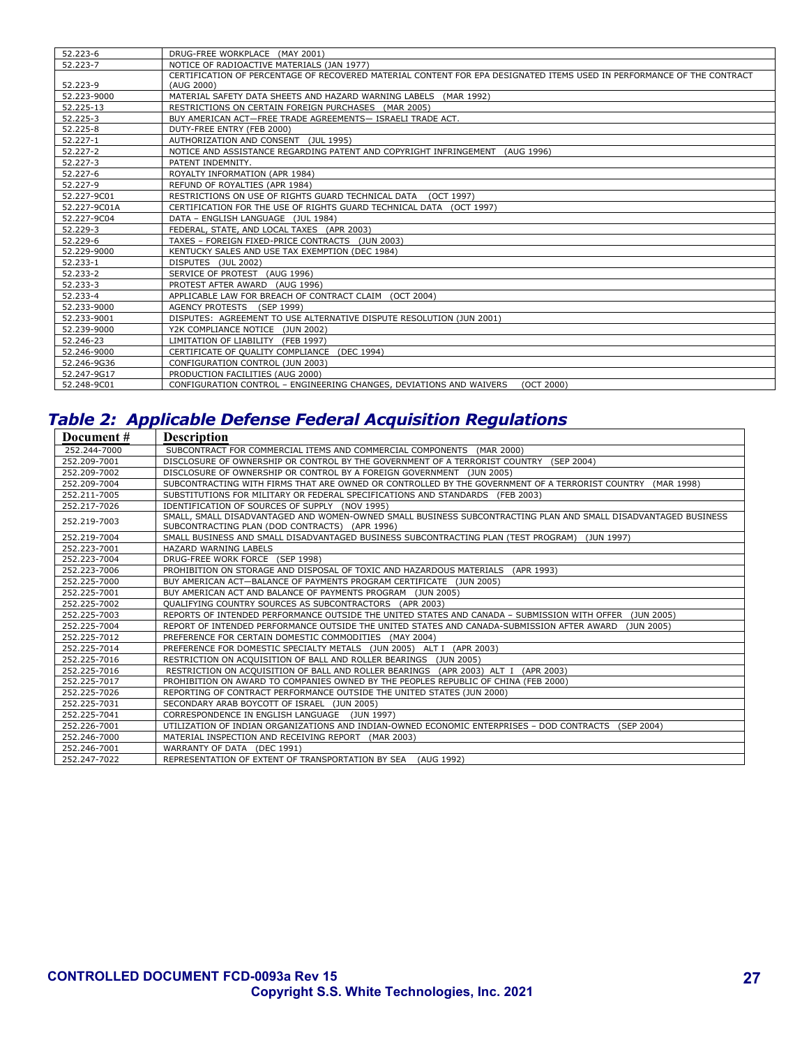| | |
|---|---|
| 52.223-6 | DRUG-FREE WORKPLACE (MAY 2001) |
| 52.223-7 | NOTICE OF RADIOACTIVE MATERIALS (JAN 1977) |
| 52.223-9 | CERTIFICATION OF PERCENTAGE OF RECOVERED MATERIAL CONTENT FOR EPA DESIGNATED ITEMS USED IN PERFORMANCE OF THE CONTRACT (AUG 2000) |
| 52.223-9000 | MATERIAL SAFETY DATA SHEETS AND HAZARD WARNING LABELS (MAR 1992) |
| 52.225-13 | RESTRICTIONS ON CERTAIN FOREIGN PURCHASES (MAR 2005) |
| 52.225-3 | BUY AMERICAN ACT—FREE TRADE AGREEMENTS— ISRAELI TRADE ACT. |
| 52.225-8 | DUTY-FREE ENTRY (FEB 2000) |
| 52.227-1 | AUTHORIZATION AND CONSENT (JUL 1995) |
| 52.227-2 | NOTICE AND ASSISTANCE REGARDING PATENT AND COPYRIGHT INFRINGEMENT (AUG 1996) |
| 52.227-3 | PATENT INDEMNITY. |
| 52.227-6 | ROYALTY INFORMATION (APR 1984) |
| 52.227-9 | REFUND OF ROYALTIES (APR 1984) |
| 52.227-9C01 | RESTRICTIONS ON USE OF RIGHTS GUARD TECHNICAL DATA (OCT 1997) |
| 52.227-9C01A | CERTIFICATION FOR THE USE OF RIGHTS GUARD TECHNICAL DATA (OCT 1997) |
| 52.227-9C04 | DATA – ENGLISH LANGUAGE (JUL 1984) |
| 52.229-3 | FEDERAL, STATE, AND LOCAL TAXES (APR 2003) |
| 52.229-6 | TAXES – FOREIGN FIXED-PRICE CONTRACTS (JUN 2003) |
| 52.229-9000 | KENTUCKY SALES AND USE TAX EXEMPTION (DEC 1984) |
| 52.233-1 | DISPUTES (JUL 2002) |
| 52.233-2 | SERVICE OF PROTEST (AUG 1996) |
| 52.233-3 | PROTEST AFTER AWARD (AUG 1996) |
| 52.233-4 | APPLICABLE LAW FOR BREACH OF CONTRACT CLAIM (OCT 2004) |
| 52.233-9000 | AGENCY PROTESTS (SEP 1999) |
| 52.233-9001 | DISPUTES: AGREEMENT TO USE ALTERNATIVE DISPUTE RESOLUTION (JUN 2001) |
| 52.239-9000 | Y2K COMPLIANCE NOTICE (JUN 2002) |
| 52.246-23 | LIMITATION OF LIABILITY (FEB 1997) |
| 52.246-9000 | CERTIFICATE OF QUALITY COMPLIANCE (DEC 1994) |
| 52.246-9G36 | CONFIGURATION CONTROL (JUN 2003) |
| 52.247-9G17 | PRODUCTION FACILITIES (AUG 2000) |
| 52.248-9C01 | CONFIGURATION CONTROL – ENGINEERING CHANGES, DEVIATIONS AND WAIVERS (OCT 2000) |

## *Table 2: Applicable Defense Federal Acquisition Regulations*

| Document # | Description |
|---|---|
| 252.244-7000 | SUBCONTRACT FOR COMMERCIAL ITEMS AND COMMERCIAL COMPONENTS (MAR 2000) |
| 252.209-7001 | DISCLOSURE OF OWNERSHIP OR CONTROL BY THE GOVERNMENT OF A TERRORIST COUNTRY (SEP 2004) |
| 252.209-7002 | DISCLOSURE OF OWNERSHIP OR CONTROL BY A FOREIGN GOVERNMENT (JUN 2005) |
| 252.209-7004 | SUBCONTRACTING WITH FIRMS THAT ARE OWNED OR CONTROLLED BY THE GOVERNMENT OF A TERRORIST COUNTRY (MAR 1998) |
| 252.211-7005 | SUBSTITUTIONS FOR MILITARY OR FEDERAL SPECIFICATIONS AND STANDARDS (FEB 2003) |
| 252.217-7026 | IDENTIFICATION OF SOURCES OF SUPPLY (NOV 1995) |
| 252.219-7003 | SMALL, SMALL DISADVANTAGED AND WOMEN-OWNED SMALL BUSINESS SUBCONTRACTING PLAN AND SMALL DISADVANTAGED BUSINESS SUBCONTRACTING PLAN (DOD CONTRACTS) (APR 1996) |
| 252.219-7004 | SMALL BUSINESS AND SMALL DISADVANTAGED BUSINESS SUBCONTRACTING PLAN (TEST PROGRAM) (JUN 1997) |
| 252.223-7001 | HAZARD WARNING LABELS |
| 252.223-7004 | DRUG-FREE WORK FORCE (SEP 1998) |
| 252.223-7006 | PROHIBITION ON STORAGE AND DISPOSAL OF TOXIC AND HAZARDOUS MATERIALS (APR 1993) |
| 252.225-7000 | BUY AMERICAN ACT—BALANCE OF PAYMENTS PROGRAM CERTIFICATE (JUN 2005) |
| 252.225-7001 | BUY AMERICAN ACT AND BALANCE OF PAYMENTS PROGRAM (JUN 2005) |
| 252.225-7002 | QUALIFYING COUNTRY SOURCES AS SUBCONTRACTORS (APR 2003) |
| 252.225-7003 | REPORTS OF INTENDED PERFORMANCE OUTSIDE THE UNITED STATES AND CANADA – SUBMISSION WITH OFFER (JUN 2005) |
| 252.225-7004 | REPORT OF INTENDED PERFORMANCE OUTSIDE THE UNITED STATES AND CANADA-SUBMISSION AFTER AWARD (JUN 2005) |
| 252.225-7012 | PREFERENCE FOR CERTAIN DOMESTIC COMMODITIES (MAY 2004) |
| 252.225-7014 | PREFERENCE FOR DOMESTIC SPECIALTY METALS (JUN 2005) ALT I (APR 2003) |
| 252.225-7016 | RESTRICTION ON ACQUISITION OF BALL AND ROLLER BEARINGS (JUN 2005) |
| 252.225-7016 | RESTRICTION ON ACQUISITION OF BALL AND ROLLER BEARINGS (APR 2003) ALT I (APR 2003) |
| 252.225-7017 | PROHIBITION ON AWARD TO COMPANIES OWNED BY THE PEOPLES REPUBLIC OF CHINA (FEB 2000) |
| 252.225-7026 | REPORTING OF CONTRACT PERFORMANCE OUTSIDE THE UNITED STATES (JUN 2000) |
| 252.225-7031 | SECONDARY ARAB BOYCOTT OF ISRAEL (JUN 2005) |
| 252.225-7041 | CORRESPONDENCE IN ENGLISH LANGUAGE (JUN 1997) |
| 252.226-7001 | UTILIZATION OF INDIAN ORGANIZATIONS AND INDIAN-OWNED ECONOMIC ENTERPRISES – DOD CONTRACTS (SEP 2004) |
| 252.246-7000 | MATERIAL INSPECTION AND RECEIVING REPORT (MAR 2003) |
| 252.246-7001 | WARRANTY OF DATA (DEC 1991) |
| 252.247-7022 | REPRESENTATION OF EXTENT OF TRANSPORTATION BY SEA (AUG 1992) |

**CONTROLLED DOCUMENT FCD-0093a Rev 15**
**Copyright S.S. White Technologies, Inc. 2021**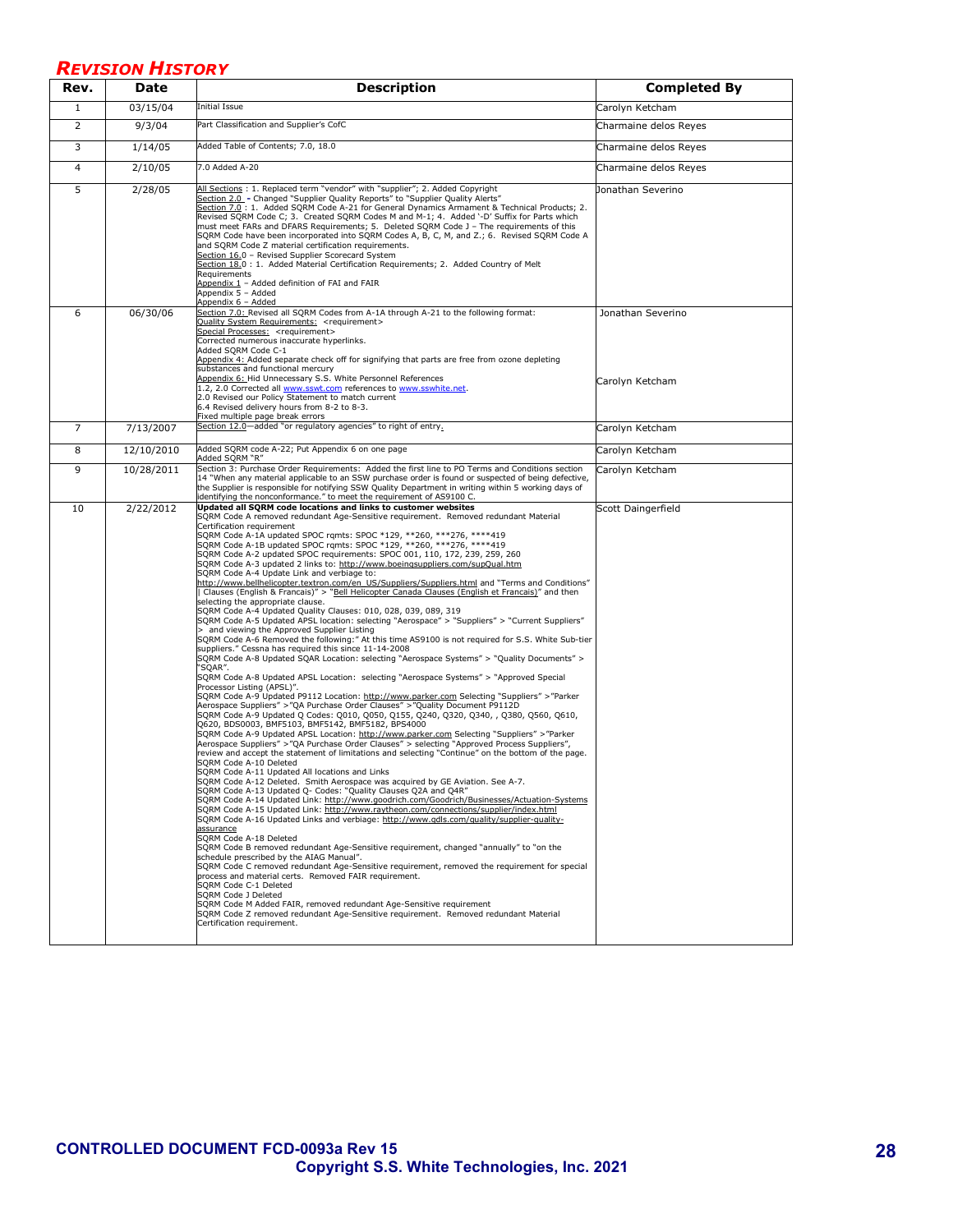## *REVISION HISTORY*

| Rev. | Date | Description | Completed By |
|---|---|---|---|
| 1 | 03/15/04 | Initial Issue | Carolyn Ketcham |
| 2 | 9/3/04 | Part Classification and Supplier's CofC | Charmaine delos Reyes |
| 3 | 1/14/05 | Added Table of Contents; 7.0, 18.0 | Charmaine delos Reyes |
| 4 | 2/10/05 | 7.0 Added A-20 | Charmaine delos Reyes |
| 5 | 2/28/05 | All Sections : 1. Replaced term "vendor" with "supplier"; 2. Added Copyright<br>Section 2.0 - Changed "Supplier Quality Reports" to "Supplier Quality Alerts"<br>Section 7.0 : 1. Added SQRM Code A-21 for General Dynamics Armament & Technical Products; 2. Revised SQRM Code C; 3. Created SQRM Codes M and M-1; 4. Added '-D' Suffix for Parts which must meet FARs and DFARS Requirements; 5. Deleted SQRM Code J – The requirements of this SQRM Code have been incorporated into SQRM Codes A, B, C, M, and Z.; 6. Revised SQRM Code A and SQRM Code Z material certification requirements.<br>Section 16.0 – Revised Supplier Scorecard System<br>Section 18.0 : 1. Added Material Certification Requirements; 2. Added Country of Melt Requirements<br>Appendix 1 – Added definition of FAI and FAIR<br>Appendix 5 – Added<br>Appendix 6 – Added | Jonathan Severino |
| 6 | 06/30/06 | Section 7.0: Revised all SQRM Codes from A-1A through A-21 to the following format:<br>Quality System Requirements: <requirement><br>Special Processes: <requirement><br>Corrected numerous inaccurate hyperlinks.<br>Added SQRM Code C-1<br>Appendix 4: Added separate check off for signifying that parts are free from ozone depleting substances and functional mercury<br>Appendix 6: Hid Unnecessary S.S. White Personnel References<br>1.2, 2.0 Corrected all www.sswt.com references to www.sswhite.net.<br>2.0 Revised our Policy Statement to match current<br>6.4 Revised delivery hours from 8-2 to 8-3.<br>Fixed multiple page break errors | Jonathan Severino<br><br>Carolyn Ketcham |
| 7 | 7/13/2007 | Section 12.0—added "or regulatory agencies" to right of entry. | Carolyn Ketcham |
| 8 | 12/10/2010 | Added SQRM code A-22; Put Appendix 6 on one page<br>Added SQRM "R" | Carolyn Ketcham |
| 9 | 10/28/2011 | Section 3: Purchase Order Requirements: Added the first line to PO Terms and Conditions section 14 "When any material applicable to an SSW purchase order is found or suspected of being defective, the Supplier is responsible for notifying SSW Quality Department in writing within 5 working days of identifying the nonconformance." to meet the requirement of AS9100 C. | Carolyn Ketcham |
| 10 | 2/22/2012 | **Updated all SQRM code locations and links to customer websites**<br>SQRM Code A removed redundant Age-Sensitive requirement. Removed redundant Material Certification requirement<br>SQRM Code A-1A updated SPOC rqmts: SPOC *129, **260, ***276, ****419<br>SQRM Code A-1B updated SPOC rqmts: SPOC *129, **260, ***276, ****419<br>SQRM Code A-2 updated SPOC requirements: SPOC 001, 110, 172, 239, 259, 260<br>SQRM Code A-3 updated 2 links to: http://www.boeingsuppliers.com/supQual.htm<br>SQRM Code A-4 Update Link and verbiage to:<br>http://www.bellhelicopter.textron.com/en_US/Suppliers/Suppliers.html and "Terms and Conditions" \| Clauses (English & Francais)" > "Bell Helicopter Canada Clauses (English et Francais)" and then selecting the appropriate clause.<br>SQRM Code A-4 Updated Quality Clauses: 010, 028, 039, 089, 319<br>SQRM Code A-5 Updated APSL location: selecting "Aerospace" > "Suppliers" > "Current Suppliers" > and viewing the Approved Supplier Listing<br>SQRM Code A-6 Removed the following:" At this time AS9100 is not required for S.S. White Sub-tier suppliers." Cessna has required this since 11-14-2008<br>SQRM Code A-8 Updated SQAR Location: selecting "Aerospace Systems" > "Quality Documents" > "SQAR".<br>SQRM Code A-8 Updated APSL Location: selecting "Aerospace Systems" > "Approved Special Processor Listing (APSL)".<br>SQRM Code A-9 Updated P9112 Location: http://www.parker.com Selecting "Suppliers" >"Parker Aerospace Suppliers" >"QA Purchase Order Clauses" >"Quality Document P9112D<br>SQRM Code A-9 Updated Q Codes: Q010, Q050, Q155, Q240, Q320, Q340, , Q380, Q560, Q610, Q620, BDS0003, BMF5103, BMF5142, BMF5182, BPS4000<br>SQRM Code A-9 Updated APSL Location: http://www.parker.com Selecting "Suppliers" >"Parker Aerospace Suppliers" >"QA Purchase Order Clauses" > selecting "Approved Process Suppliers", review and accept the statement of limitations and selecting "Continue" on the bottom of the page.<br>SQRM Code A-10 Deleted<br>SQRM Code A-11 Updated All locations and Links<br>SQRM Code A-12 Deleted. Smith Aerospace was acquired by GE Aviation. See A-7.<br>SQRM Code A-13 Updated Q- Codes: "Quality Clauses Q2A and Q4R"<br>SQRM Code A-14 Updated Link: http://www.goodrich.com/Goodrich/Businesses/Actuation-Systems<br>SQRM Code A-15 Updated Link: http://www.raytheon.com/connections/supplier/index.html<br>SQRM Code A-16 Updated Links and verbiage: http://www.gdls.com/quality/supplier-quality-assurance<br>SQRM Code A-18 Deleted<br>SQRM Code B removed redundant Age-Sensitive requirement, changed "annually" to "on the schedule prescribed by the AIAG Manual".<br>SQRM Code C removed redundant Age-Sensitive requirement, removed the requirement for special process and material certs. Removed FAIR requirement.<br>SQRM Code C-1 Deleted<br>SQRM Code J Deleted<br>SQRM Code M Added FAIR, removed redundant Age-Sensitive requirement<br>SQRM Code Z removed redundant Age-Sensitive requirement. Removed redundant Material Certification requirement. | Scott Daingerfield |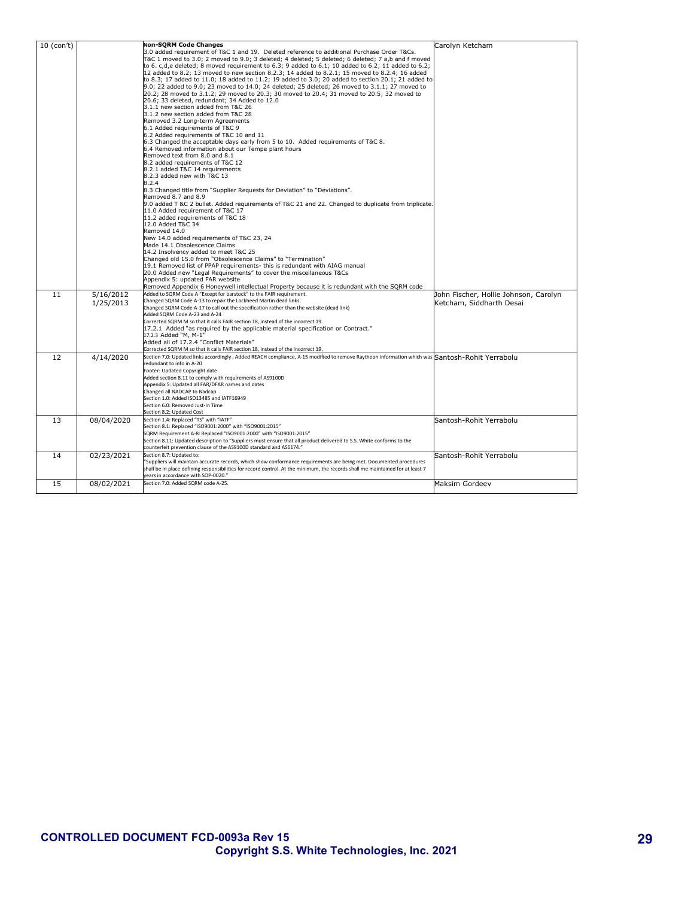| | | | |
|---|---|---|---|
| 10 (con't) | | **Non-SQRM Code Changes**<br>3.0 added requirement of T&C 1 and 19. Deleted reference to additional Purchase Order T&Cs.<br>T&C 1 moved to 3.0; 2 moved to 9.0; 3 deleted; 4 deleted; 5 deleted; 6 deleted; 7 a,b and f moved to 6. c,d,e deleted; 8 moved requirement to 6.3; 9 added to 6.1; 10 added to 6.2; 11 added to 6.2; 12 added to 8.2; 13 moved to new section 8.2.3; 14 added to 8.2.1; 15 moved to 8.2.4; 16 added to 8.3; 17 added to 11.0; 18 added to 11.2; 19 added to 3.0; 20 added to section 20.1; 21 added to 9.0; 22 added to 9.0; 23 moved to 14.0; 24 deleted; 25 deleted; 26 moved to 3.1.1; 27 moved to 20.2; 28 moved to 3.1.2; 29 moved to 20.3; 30 moved to 20.4; 31 moved to 20.5; 32 moved to 20.6; 33 deleted, redundant; 34 Added to 12.0<br>3.1.1 new section added from T&C 26<br>3.1.2 new section added from T&C 28<br>Removed 3.2 Long-term Agreements<br>6.1 Added requirements of T&C 9<br>6.2 Added requirements of T&C 10 and 11<br>6.3 Changed the acceptable days early from 5 to 10. Added requirements of T&C 8.<br>6.4 Removed information about our Tempe plant hours<br>Removed text from 8.0 and 8.1<br>8.2 added requirements of T&C 12<br>8.2.1 added T&C 14 requirements<br>8.2.3 added new with T&C 13<br>8.2.4<br>8.3 Changed title from "Supplier Requests for Deviation" to "Deviations".<br>Removed 8.7 and 8.9<br>9.0 added T &C 2 bullet. Added requirements of T&C 21 and 22. Changed to duplicate from triplicate.<br>11.0 Added requirement of T&C 17<br>11.2 added requirements of T&C 18<br>12.0 Added T&C 34<br>Removed 14.0<br>New 14.0 added requirements of T&C 23, 24<br>Made 14.1 Obsolescence Claims<br>14.2 Insolvency added to meet T&C 25<br>Changed old 15.0 from "Obsolescence Claims" to "Termination"<br>19.1 Removed list of PPAP requirements- this is redundant with AIAG manual<br>20.0 Added new "Legal Requirements" to cover the miscellaneous T&Cs<br>Appendix 5: updated FAR website<br>Removed Appendix 6 Honeywell intellectual Property because it is redundant with the SQRM code | Carolyn Ketcham |
| 11 | 5/16/2012<br>1/25/2013 | Added to SQRM Code A "Except for barstock" to the FAIR requirement.<br>Changed SQRM Code A-13 to repair the Lockheed Martin dead links.<br>Changed SQRM Code A-17 to call out the specification rather than the website (dead link)<br>Added SQRM Code A-23 and A-24<br>Corrected SQRM M so that it calls FAIR section 18, instead of the incorrect 19.<br>17.2.1 Added "as required by the applicable material specification or Contract."<br>17.2.3 Added "M, M-1"<br>Added all of 17.2.4 "Conflict Materials"<br>Corrected SQRM M so that it calls FAIR section 18, instead of the incorrect 19. | John Fischer, Hollie Johnson, Carolyn Ketcham, Siddharth Desai |
| 12 | 4/14/2020 | Section 7.0: Updated links accordingly , Added REACH compliance, A-15 modified to remove Raytheon information which was redundant to info in A-20<br>Footer: Updated Copyright date<br>Added section 8.11 to comply with requirements of AS9100D<br>Appendix 5: Updated all FAR/DFAR names and dates<br>Changed all NADCAP to Nadcap<br>Section 1.0: Added ISO13485 and IATF16949<br>Section 6.0: Removed Just-In Time<br>Section 8.2: Updated Cost | Santosh-Rohit Yerrabolu |
| 13 | 08/04/2020 | Section 1.4: Replaced "TS" with "IATF"<br>Section 8.1: Replaced "ISO9001:2000" with "ISO9001:2015"<br>SQRM Requirement A-8: Replaced "ISO9001:2000" with "ISO9001:2015"<br>Section 8.11: Updated description to "Suppliers must ensure that all product delivered to S.S. White conforms to the counterfeit prevention clause of the AS9100D standard and AS6174." | Santosh-Rohit Yerrabolu |
| 14 | 02/23/2021 | Section 8.7: Updated to:<br>"Suppliers will maintain accurate records, which show conformance requirements are being met. Documented procedures shall be in place defining responsibilities for record control. At the minimum, the records shall me maintained for at least 7 years in accordance with SOP-0020." | Santosh-Rohit Yerrabolu |
| 15 | 08/02/2021 | Section 7.0: Added SQRM code A-25. | Maksim Gordeev |

**CONTROLLED DOCUMENT FCD-0093a Rev 15**
**Copyright S.S. White Technologies, Inc. 2021**